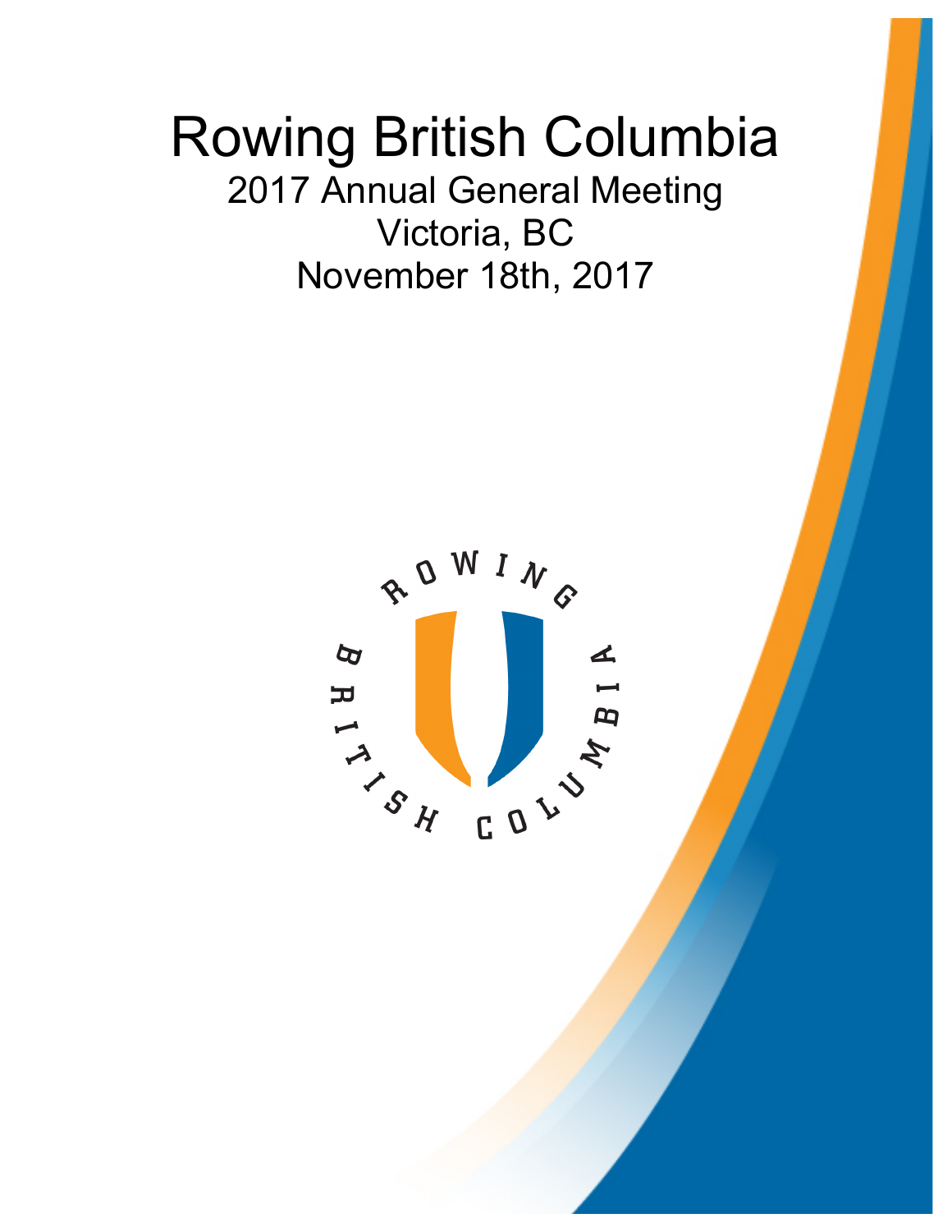# Rowing British Columbia

2017 Annual General Meeting

Victoria, BC

November 18th, 2017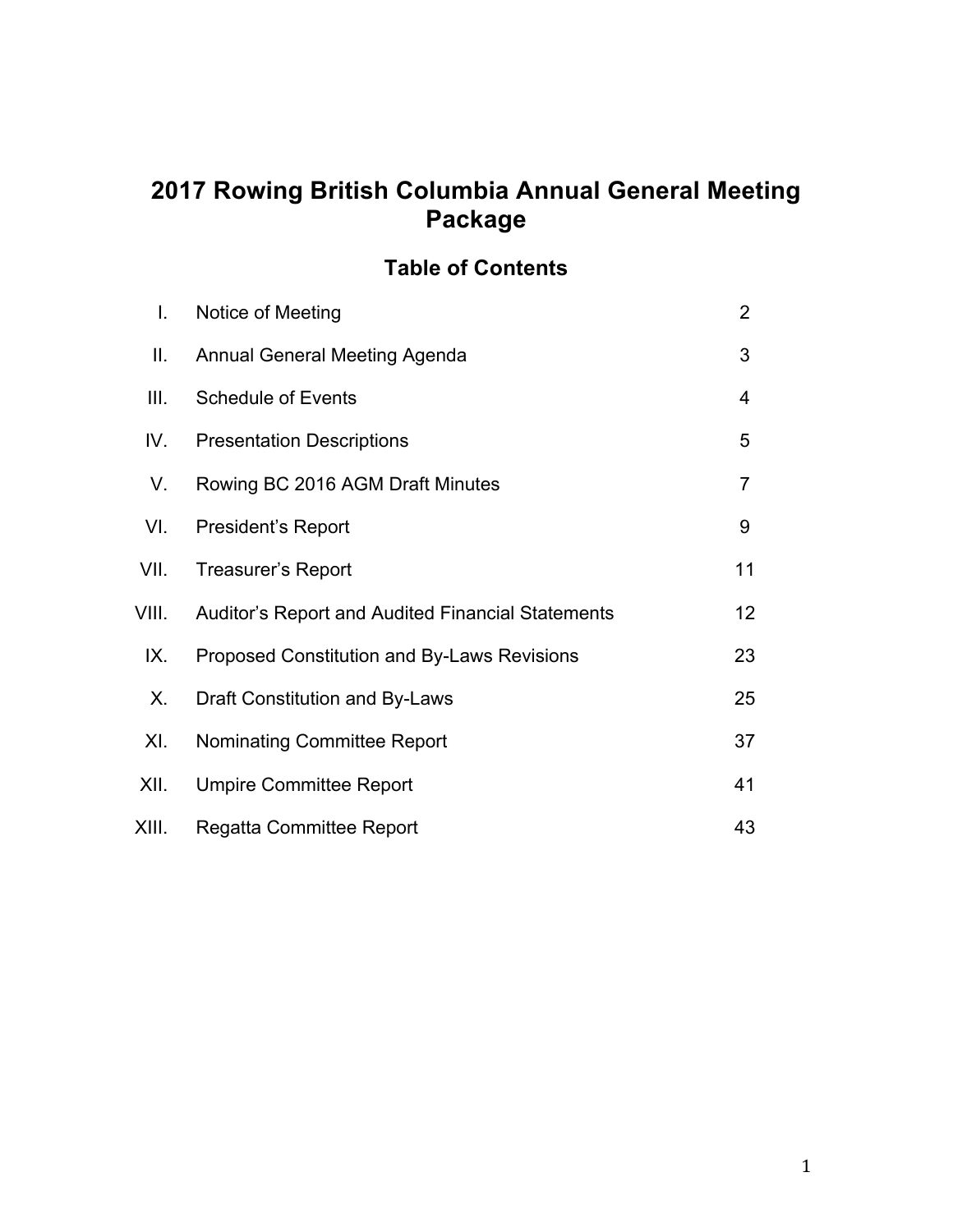# 2017 Rowing British Columbia Annual General Meeting Package

## Table of Contents

| | | |
|---|---|---|
| I. | Notice of Meeting | 2 |
| II. | Annual General Meeting Agenda | 3 |
| III. | Schedule of Events | 4 |
| IV. | Presentation Descriptions | 5 |
| V. | Rowing BC 2016 AGM Draft Minutes | 7 |
| VI. | President's Report | 9 |
| VII. | Treasurer's Report | 11 |
| VIII. | Auditor's Report and Audited Financial Statements | 12 |
| IX. | Proposed Constitution and By-Laws Revisions | 23 |
| X. | Draft Constitution and By-Laws | 25 |
| XI. | Nominating Committee Report | 37 |
| XII. | Umpire Committee Report | 41 |
| XIII. | Regatta Committee Report | 43 |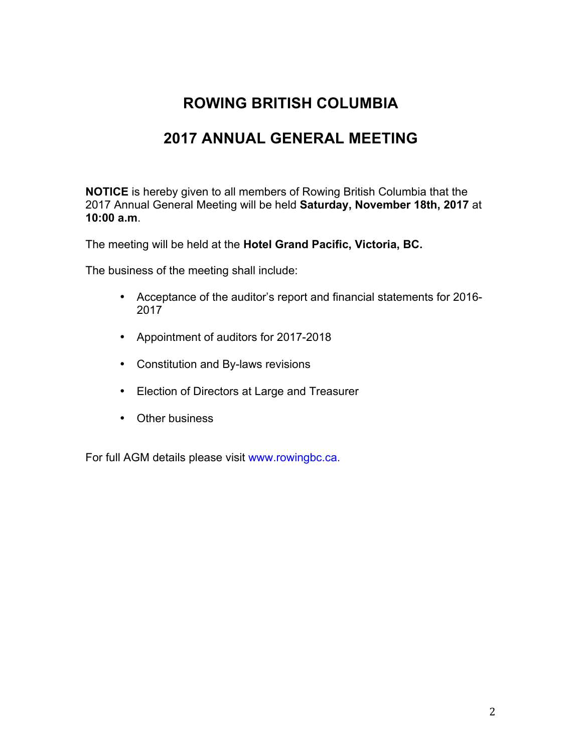# ROWING BRITISH COLUMBIA

# 2017 ANNUAL GENERAL MEETING

**NOTICE** is hereby given to all members of Rowing British Columbia that the 2017 Annual General Meeting will be held **Saturday, November 18th, 2017** at **10:00 a.m**.

The meeting will be held at the **Hotel Grand Pacific, Victoria, BC.**

The business of the meeting shall include:

- Acceptance of the auditor's report and financial statements for 2016-2017
- Appointment of auditors for 2017-2018
- Constitution and By-laws revisions
- Election of Directors at Large and Treasurer
- Other business

For full AGM details please visit www.rowingbc.ca.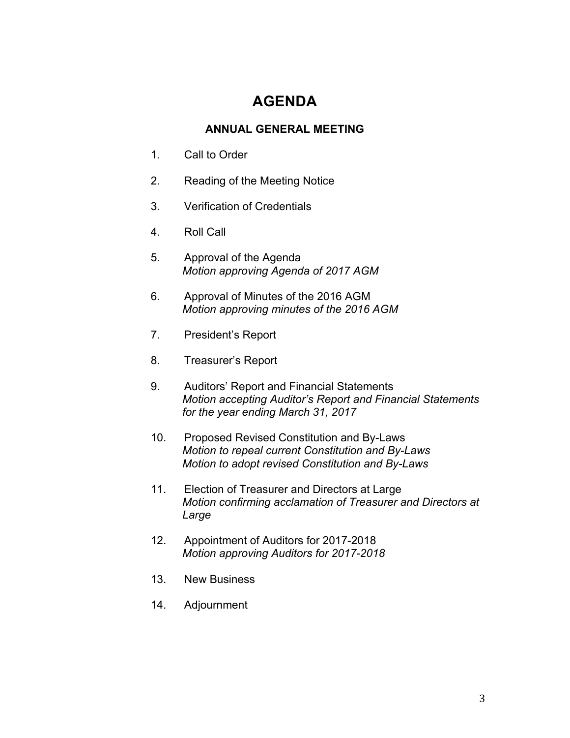# AGENDA

## ANNUAL GENERAL MEETING

1. Call to Order

2. Reading of the Meeting Notice

3. Verification of Credentials

4. Roll Call

5. Approval of the Agenda
   *Motion approving Agenda of 2017 AGM*

6. Approval of Minutes of the 2016 AGM
   *Motion approving minutes of the 2016 AGM*

7. President's Report

8. Treasurer's Report

9. Auditors' Report and Financial Statements
   *Motion accepting Auditor's Report and Financial Statements for the year ending March 31, 2017*

10. Proposed Revised Constitution and By-Laws
    *Motion to repeal current Constitution and By-Laws*
    *Motion to adopt revised Constitution and By-Laws*

11. Election of Treasurer and Directors at Large
    *Motion confirming acclamation of Treasurer and Directors at Large*

12. Appointment of Auditors for 2017-2018
    *Motion approving Auditors for 2017-2018*

13. New Business

14. Adjournment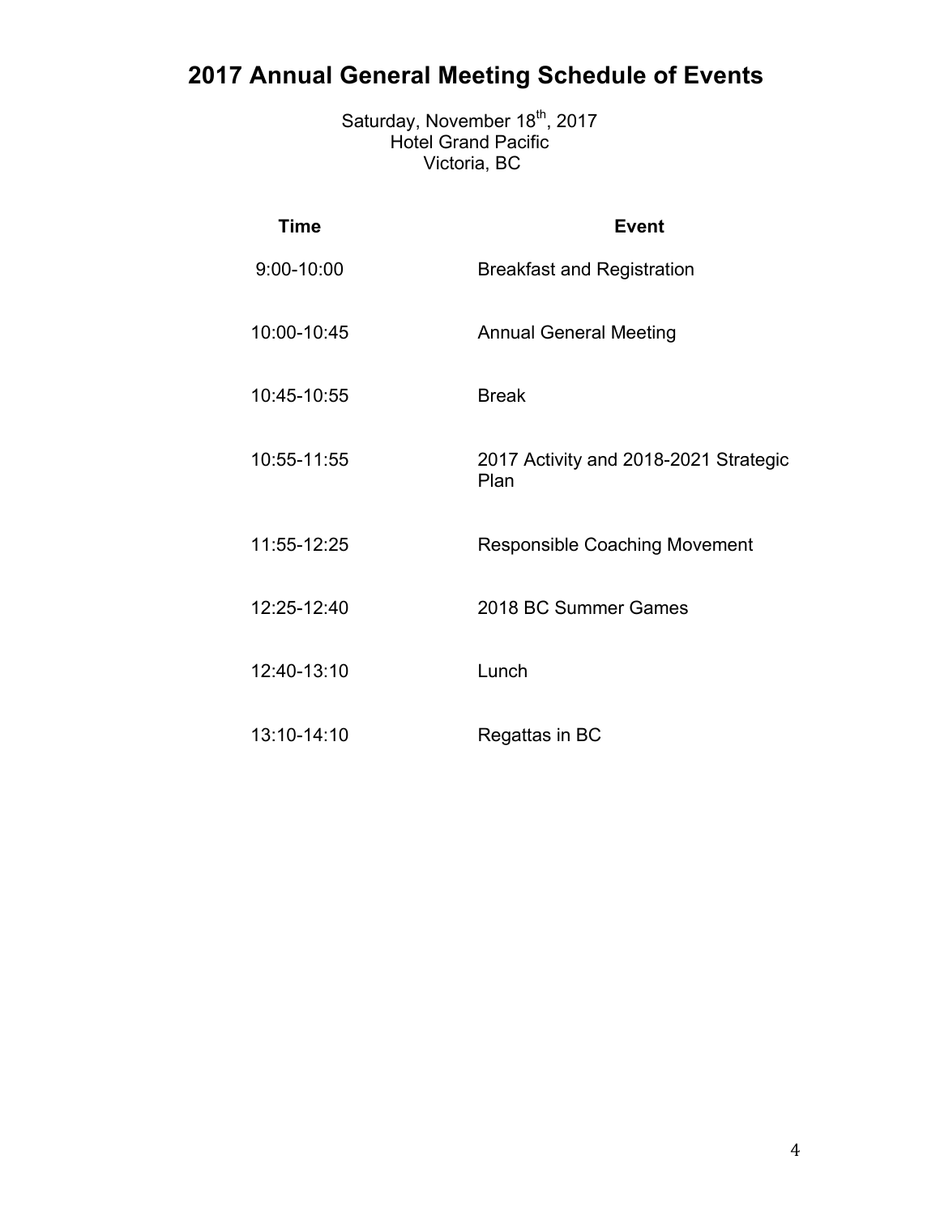# 2017 Annual General Meeting Schedule of Events

Saturday, November 18th, 2017
Hotel Grand Pacific
Victoria, BC

| Time | Event |
|---|---|
| 9:00-10:00 | Breakfast and Registration |
| 10:00-10:45 | Annual General Meeting |
| 10:45-10:55 | Break |
| 10:55-11:55 | 2017 Activity and 2018-2021 Strategic Plan |
| 11:55-12:25 | Responsible Coaching Movement |
| 12:25-12:40 | 2018 BC Summer Games |
| 12:40-13:10 | Lunch |
| 13:10-14:10 | Regattas in BC |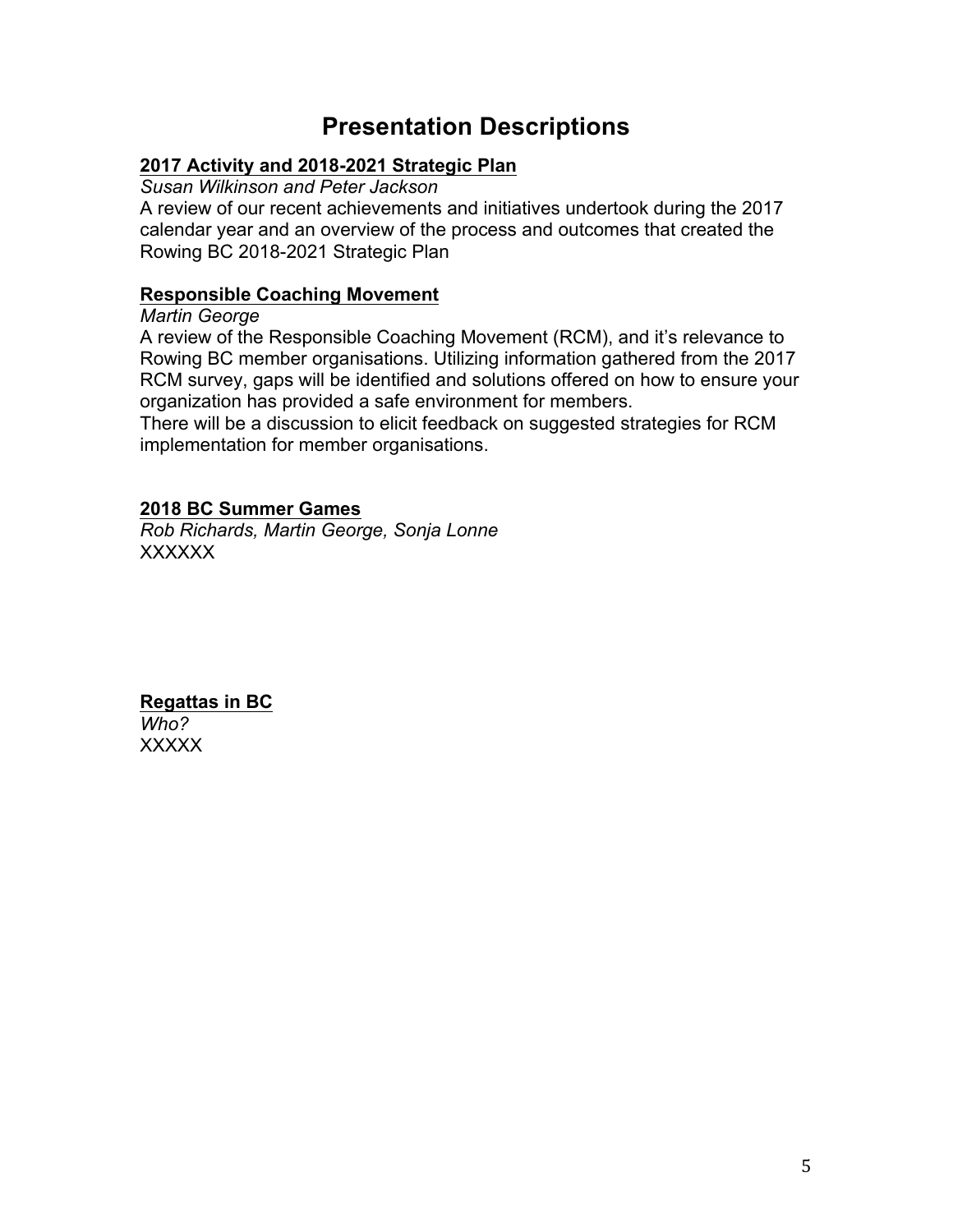# Presentation Descriptions

**2017 Activity and 2018-2021 Strategic Plan**

*Susan Wilkinson and Peter Jackson*

A review of our recent achievements and initiatives undertook during the 2017 calendar year and an overview of the process and outcomes that created the Rowing BC 2018-2021 Strategic Plan

**Responsible Coaching Movement**

*Martin George*

A review of the Responsible Coaching Movement (RCM), and it's relevance to Rowing BC member organisations. Utilizing information gathered from the 2017 RCM survey, gaps will be identified and solutions offered on how to ensure your organization has provided a safe environment for members.

There will be a discussion to elicit feedback on suggested strategies for RCM implementation for member organisations.

**2018 BC Summer Games**

*Rob Richards, Martin George, Sonja Lonne*

XXXXXX

**Regattas in BC**

*Who?*

XXXXX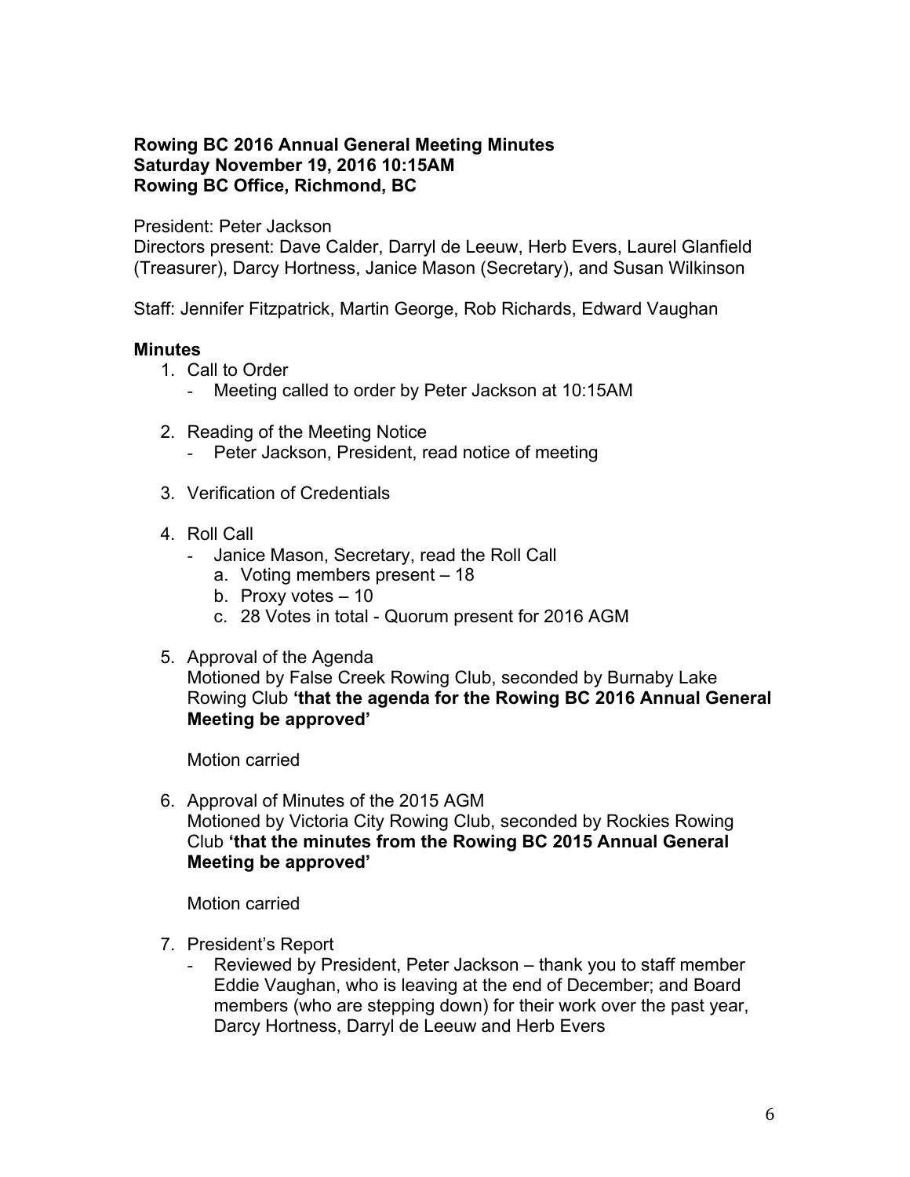**Rowing BC 2016 Annual General Meeting Minutes**
**Saturday November 19, 2016 10:15AM**
**Rowing BC Office, Richmond, BC**

President: Peter Jackson
Directors present: Dave Calder, Darryl de Leeuw, Herb Evers, Laurel Glanfield (Treasurer), Darcy Hortness, Janice Mason (Secretary), and Susan Wilkinson

Staff: Jennifer Fitzpatrick, Martin George, Rob Richards, Edward Vaughan

**Minutes**

1. Call to Order
   - Meeting called to order by Peter Jackson at 10:15AM

2. Reading of the Meeting Notice
   - Peter Jackson, President, read notice of meeting

3. Verification of Credentials

4. Roll Call
   - Janice Mason, Secretary, read the Roll Call
     a. Voting members present – 18
     b. Proxy votes – 10
     c. 28 Votes in total - Quorum present for 2016 AGM

5. Approval of the Agenda
   Motioned by False Creek Rowing Club, seconded by Burnaby Lake Rowing Club **'that the agenda for the Rowing BC 2016 Annual General Meeting be approved'**

   Motion carried

6. Approval of Minutes of the 2015 AGM
   Motioned by Victoria City Rowing Club, seconded by Rockies Rowing Club **'that the minutes from the Rowing BC 2015 Annual General Meeting be approved'**

   Motion carried

7. President's Report
   - Reviewed by President, Peter Jackson – thank you to staff member Eddie Vaughan, who is leaving at the end of December; and Board members (who are stepping down) for their work over the past year, Darcy Hortness, Darryl de Leeuw and Herb Evers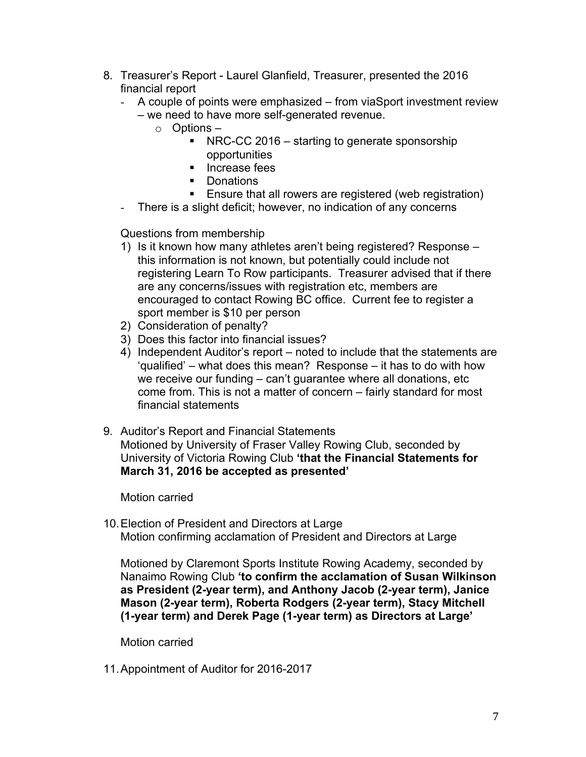8. Treasurer's Report - Laurel Glanfield, Treasurer, presented the 2016 financial report
   - A couple of points were emphasized – from viaSport investment review – we need to have more self-generated revenue.
     - Options –
       - NRC-CC 2016 – starting to generate sponsorship opportunities
       - Increase fees
       - Donations
       - Ensure that all rowers are registered (web registration)
   - There is a slight deficit; however, no indication of any concerns

   Questions from membership

   1) Is it known how many athletes aren't being registered? Response – this information is not known, but potentially could include not registering Learn To Row participants. Treasurer advised that if there are any concerns/issues with registration etc, members are encouraged to contact Rowing BC office. Current fee to register a sport member is $10 per person
   2) Consideration of penalty?
   3) Does this factor into financial issues?
   4) Independent Auditor's report – noted to include that the statements are 'qualified' – what does this mean? Response – it has to do with how we receive our funding – can't guarantee where all donations, etc come from. This is not a matter of concern – fairly standard for most financial statements

9. Auditor's Report and Financial Statements
   Motioned by University of Fraser Valley Rowing Club, seconded by University of Victoria Rowing Club **'that the Financial Statements for March 31, 2016 be accepted as presented'**

   Motion carried

10. Election of President and Directors at Large
    Motion confirming acclamation of President and Directors at Large

    Motioned by Claremont Sports Institute Rowing Academy, seconded by Nanaimo Rowing Club **'to confirm the acclamation of Susan Wilkinson as President (2-year term), and Anthony Jacob (2-year term), Janice Mason (2-year term), Roberta Rodgers (2-year term), Stacy Mitchell (1-year term) and Derek Page (1-year term) as Directors at Large'**

    Motion carried

11. Appointment of Auditor for 2016-2017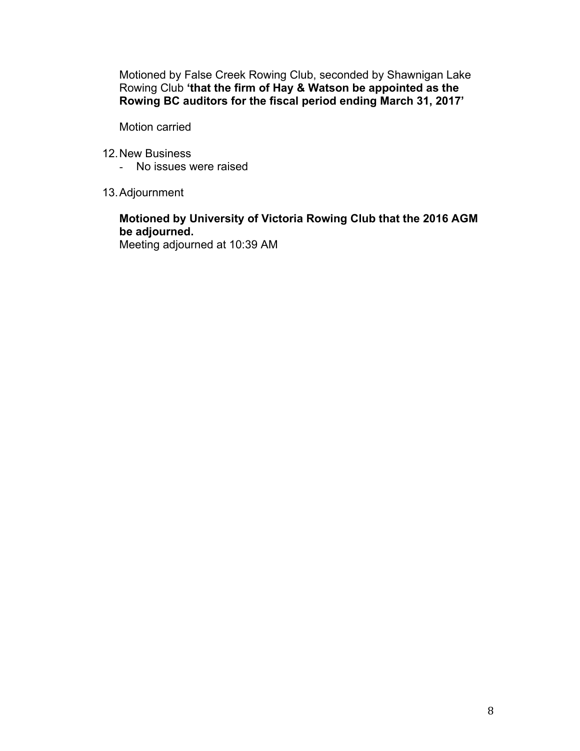Motioned by False Creek Rowing Club, seconded by Shawnigan Lake Rowing Club **'that the firm of Hay & Watson be appointed as the Rowing BC auditors for the fiscal period ending March 31, 2017'**

Motion carried

12. New Business
    - No issues were raised

13. Adjournment

    **Motioned by University of Victoria Rowing Club that the 2016 AGM be adjourned.**
    Meeting adjourned at 10:39 AM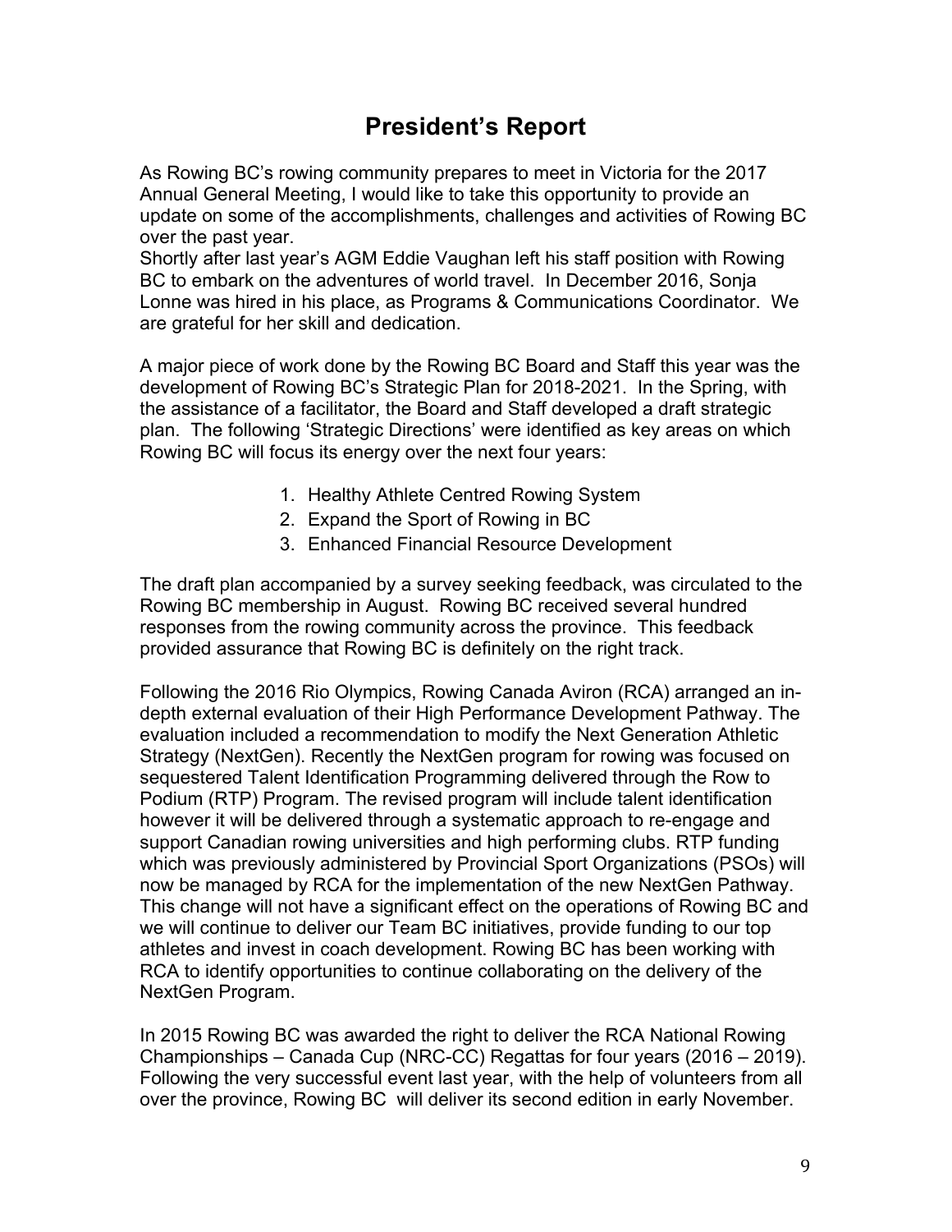# President's Report

As Rowing BC's rowing community prepares to meet in Victoria for the 2017 Annual General Meeting, I would like to take this opportunity to provide an update on some of the accomplishments, challenges and activities of Rowing BC over the past year.

Shortly after last year's AGM Eddie Vaughan left his staff position with Rowing BC to embark on the adventures of world travel. In December 2016, Sonja Lonne was hired in his place, as Programs & Communications Coordinator. We are grateful for her skill and dedication.

A major piece of work done by the Rowing BC Board and Staff this year was the development of Rowing BC's Strategic Plan for 2018-2021. In the Spring, with the assistance of a facilitator, the Board and Staff developed a draft strategic plan. The following 'Strategic Directions' were identified as key areas on which Rowing BC will focus its energy over the next four years:

1. Healthy Athlete Centred Rowing System
2. Expand the Sport of Rowing in BC
3. Enhanced Financial Resource Development

The draft plan accompanied by a survey seeking feedback, was circulated to the Rowing BC membership in August. Rowing BC received several hundred responses from the rowing community across the province. This feedback provided assurance that Rowing BC is definitely on the right track.

Following the 2016 Rio Olympics, Rowing Canada Aviron (RCA) arranged an in-depth external evaluation of their High Performance Development Pathway. The evaluation included a recommendation to modify the Next Generation Athletic Strategy (NextGen). Recently the NextGen program for rowing was focused on sequestered Talent Identification Programming delivered through the Row to Podium (RTP) Program. The revised program will include talent identification however it will be delivered through a systematic approach to re-engage and support Canadian rowing universities and high performing clubs. RTP funding which was previously administered by Provincial Sport Organizations (PSOs) will now be managed by RCA for the implementation of the new NextGen Pathway. This change will not have a significant effect on the operations of Rowing BC and we will continue to deliver our Team BC initiatives, provide funding to our top athletes and invest in coach development. Rowing BC has been working with RCA to identify opportunities to continue collaborating on the delivery of the NextGen Program.

In 2015 Rowing BC was awarded the right to deliver the RCA National Rowing Championships – Canada Cup (NRC-CC) Regattas for four years (2016 – 2019). Following the very successful event last year, with the help of volunteers from all over the province, Rowing BC will deliver its second edition in early November.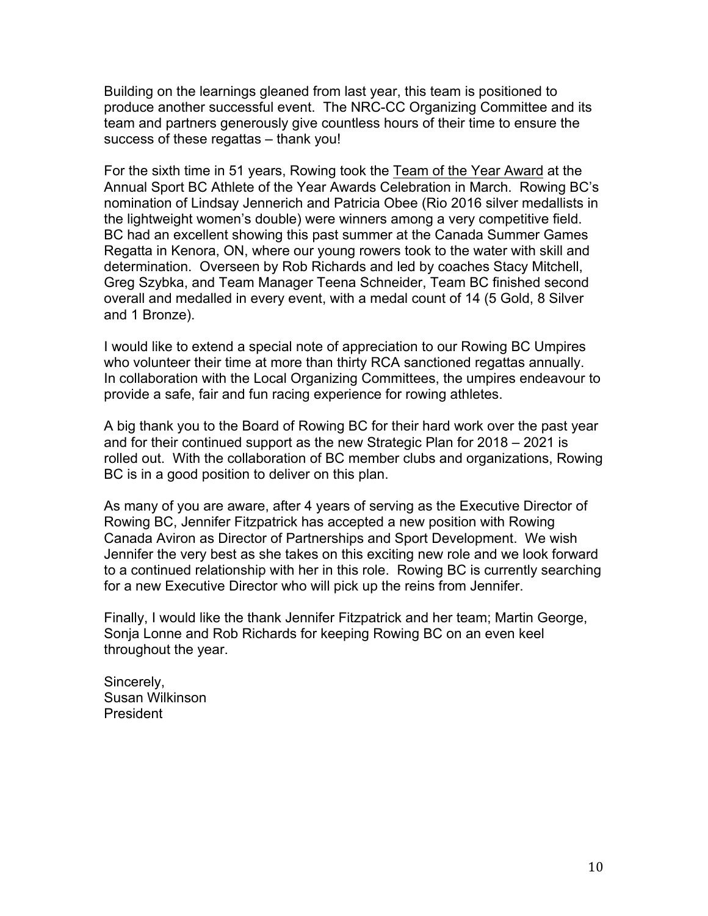Building on the learnings gleaned from last year, this team is positioned to produce another successful event. The NRC-CC Organizing Committee and its team and partners generously give countless hours of their time to ensure the success of these regattas – thank you!

For the sixth time in 51 years, Rowing took the Team of the Year Award at the Annual Sport BC Athlete of the Year Awards Celebration in March. Rowing BC's nomination of Lindsay Jennerich and Patricia Obee (Rio 2016 silver medallists in the lightweight women's double) were winners among a very competitive field. BC had an excellent showing this past summer at the Canada Summer Games Regatta in Kenora, ON, where our young rowers took to the water with skill and determination. Overseen by Rob Richards and led by coaches Stacy Mitchell, Greg Szybka, and Team Manager Teena Schneider, Team BC finished second overall and medalled in every event, with a medal count of 14 (5 Gold, 8 Silver and 1 Bronze).

I would like to extend a special note of appreciation to our Rowing BC Umpires who volunteer their time at more than thirty RCA sanctioned regattas annually. In collaboration with the Local Organizing Committees, the umpires endeavour to provide a safe, fair and fun racing experience for rowing athletes.

A big thank you to the Board of Rowing BC for their hard work over the past year and for their continued support as the new Strategic Plan for 2018 – 2021 is rolled out. With the collaboration of BC member clubs and organizations, Rowing BC is in a good position to deliver on this plan.

As many of you are aware, after 4 years of serving as the Executive Director of Rowing BC, Jennifer Fitzpatrick has accepted a new position with Rowing Canada Aviron as Director of Partnerships and Sport Development. We wish Jennifer the very best as she takes on this exciting new role and we look forward to a continued relationship with her in this role. Rowing BC is currently searching for a new Executive Director who will pick up the reins from Jennifer.

Finally, I would like the thank Jennifer Fitzpatrick and her team; Martin George, Sonja Lonne and Rob Richards for keeping Rowing BC on an even keel throughout the year.

Sincerely,
Susan Wilkinson
President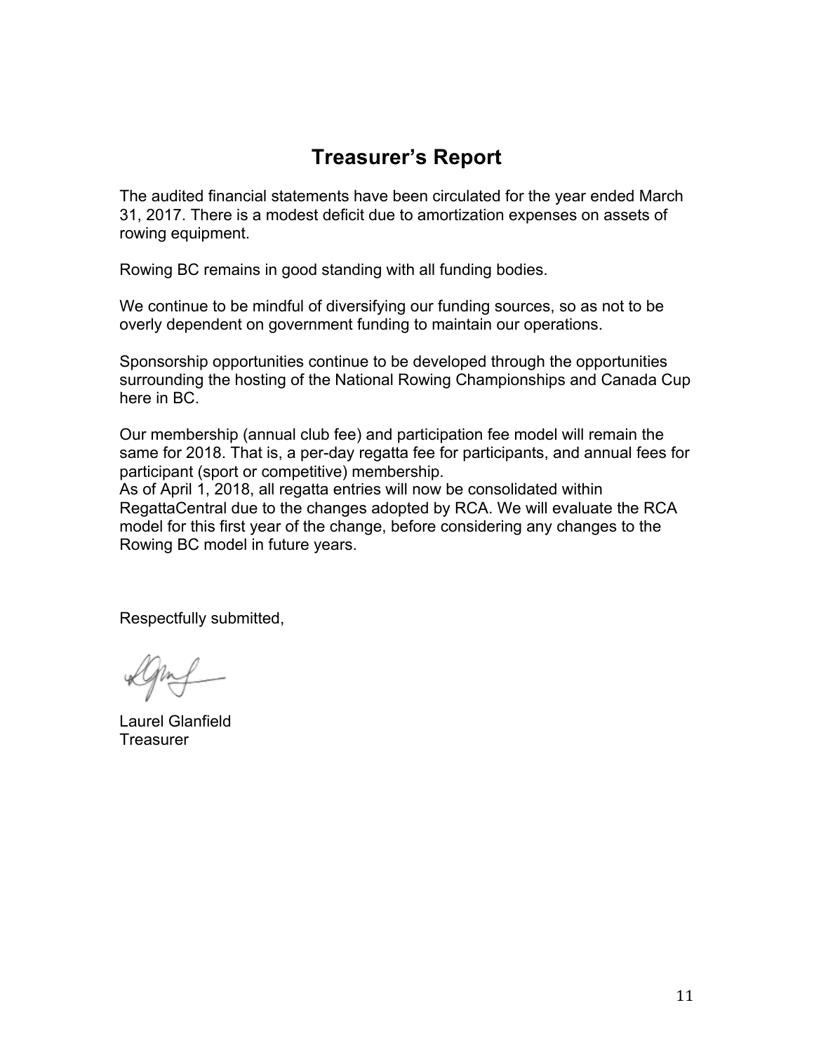# Treasurer's Report

The audited financial statements have been circulated for the year ended March 31, 2017. There is a modest deficit due to amortization expenses on assets of rowing equipment.

Rowing BC remains in good standing with all funding bodies.

We continue to be mindful of diversifying our funding sources, so as not to be overly dependent on government funding to maintain our operations.

Sponsorship opportunities continue to be developed through the opportunities surrounding the hosting of the National Rowing Championships and Canada Cup here in BC.

Our membership (annual club fee) and participation fee model will remain the same for 2018. That is, a per-day regatta fee for participants, and annual fees for participant (sport or competitive) membership.
As of April 1, 2018, all regatta entries will now be consolidated within RegattaCentral due to the changes adopted by RCA. We will evaluate the RCA model for this first year of the change, before considering any changes to the Rowing BC model in future years.

Respectfully submitted,

Laurel Glanfield
Treasurer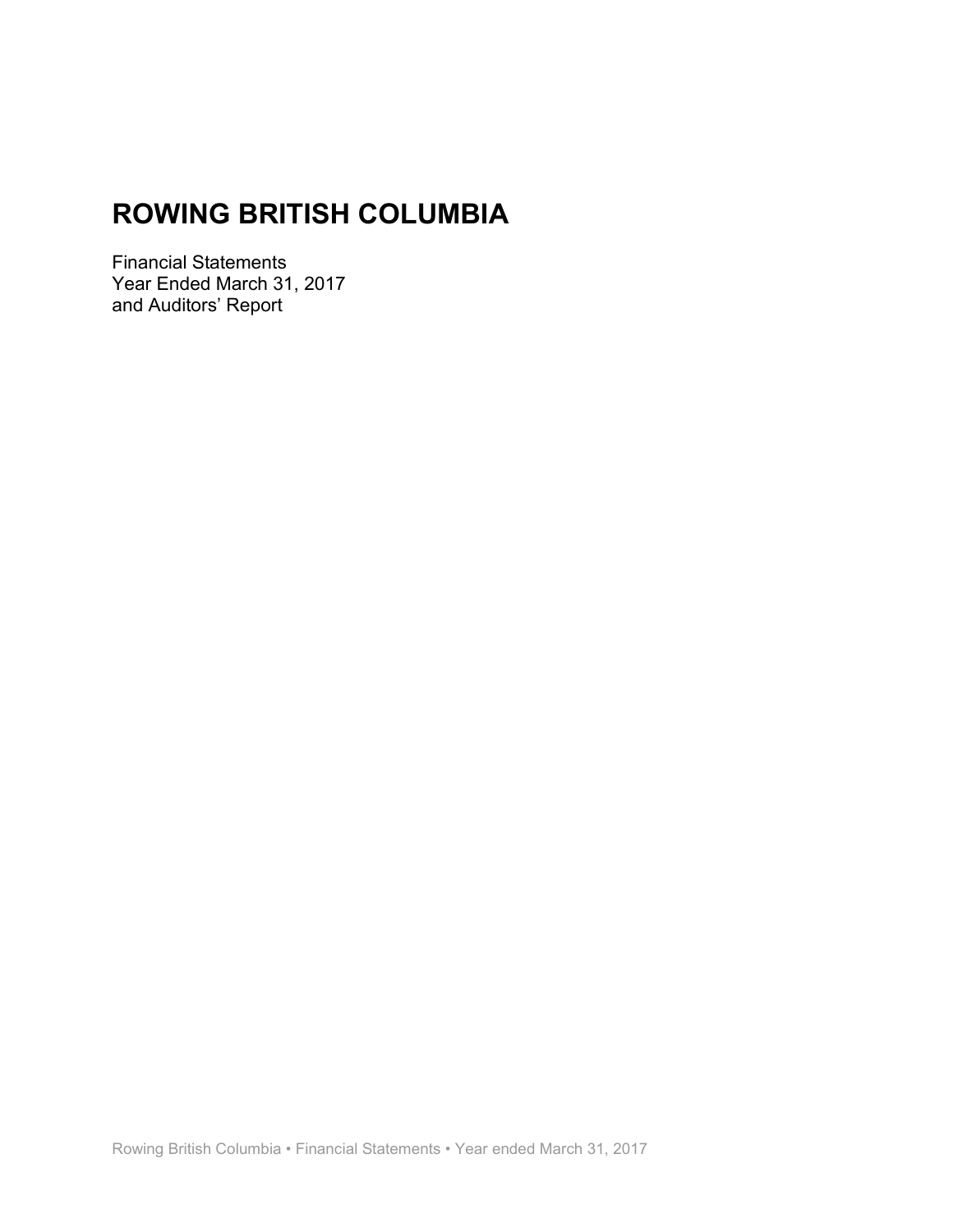# ROWING BRITISH COLUMBIA

Financial Statements
Year Ended March 31, 2017
and Auditors' Report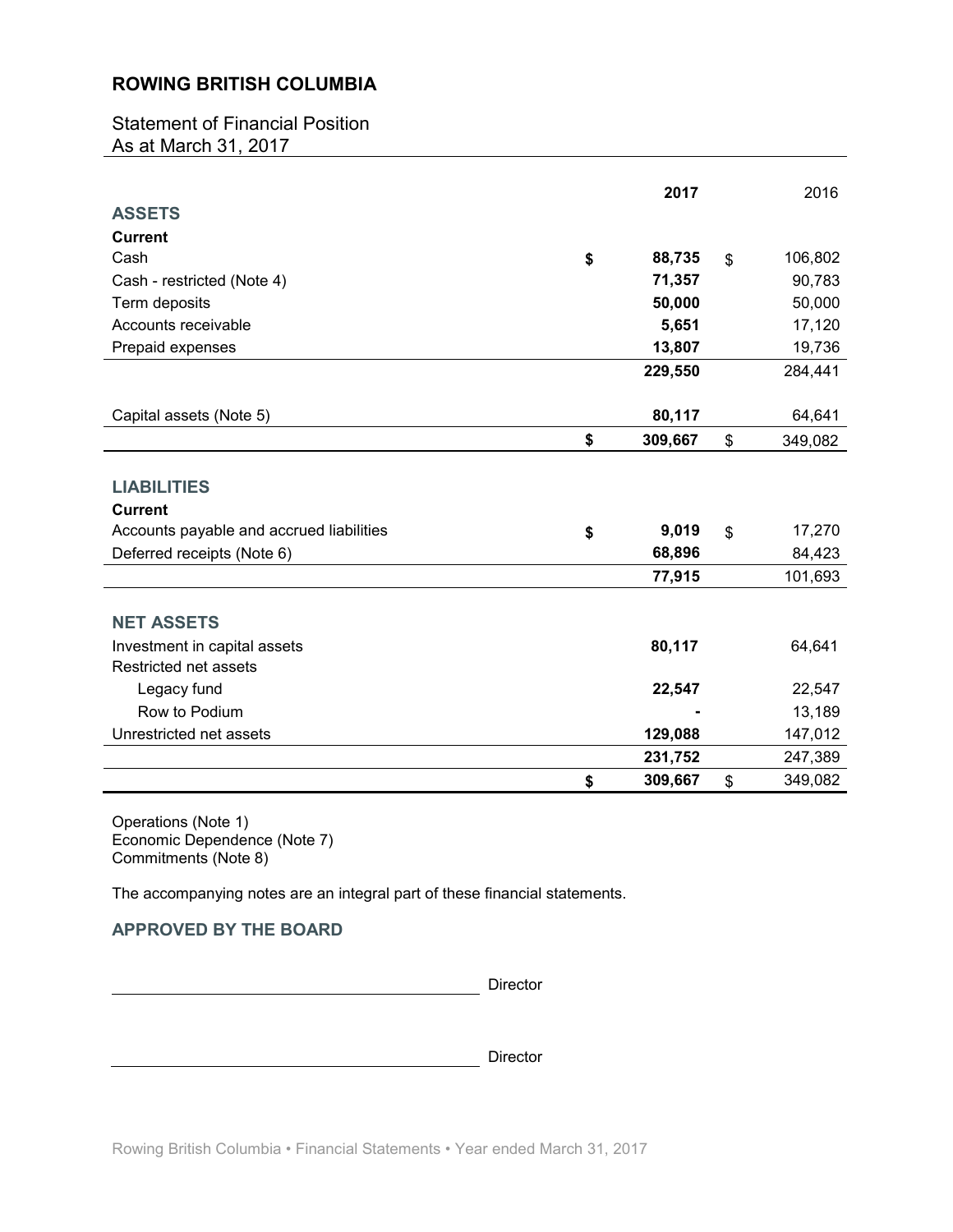## ROWING BRITISH COLUMBIA

Statement of Financial Position
As at March 31, 2017

| | 2017 | 2016 |
|---|---|---|
| **ASSETS** | | |
| **Current** | | |
| Cash | **$ 88,735** | $ 106,802 |
| Cash - restricted (Note 4) | **71,357** | 90,783 |
| Term deposits | **50,000** | 50,000 |
| Accounts receivable | **5,651** | 17,120 |
| Prepaid expenses | **13,807** | 19,736 |
| | **229,550** | 284,441 |
| Capital assets (Note 5) | **80,117** | 64,641 |
| | **$ 309,667** | $ 349,082 |
| **LIABILITIES** | | |
| **Current** | | |
| Accounts payable and accrued liabilities | **$ 9,019** | $ 17,270 |
| Deferred receipts (Note 6) | **68,896** | 84,423 |
| | **77,915** | 101,693 |
| **NET ASSETS** | | |
| Investment in capital assets | **80,117** | 64,641 |
| Restricted net assets | | |
| Legacy fund | **22,547** | 22,547 |
| Row to Podium | **-** | 13,189 |
| Unrestricted net assets | **129,088** | 147,012 |
| | **231,752** | 247,389 |
| | **$ 309,667** | $ 349,082 |

Operations (Note 1)
Economic Dependence (Note 7)
Commitments (Note 8)

The accompanying notes are an integral part of these financial statements.

### APPROVED BY THE BOARD

\_\_\_\_\_\_\_\_\_\_\_\_\_\_\_\_\_\_\_\_\_\_\_\_\_\_\_\_\_\_ Director

\_\_\_\_\_\_\_\_\_\_\_\_\_\_\_\_\_\_\_\_\_\_\_\_\_\_\_\_\_\_ Director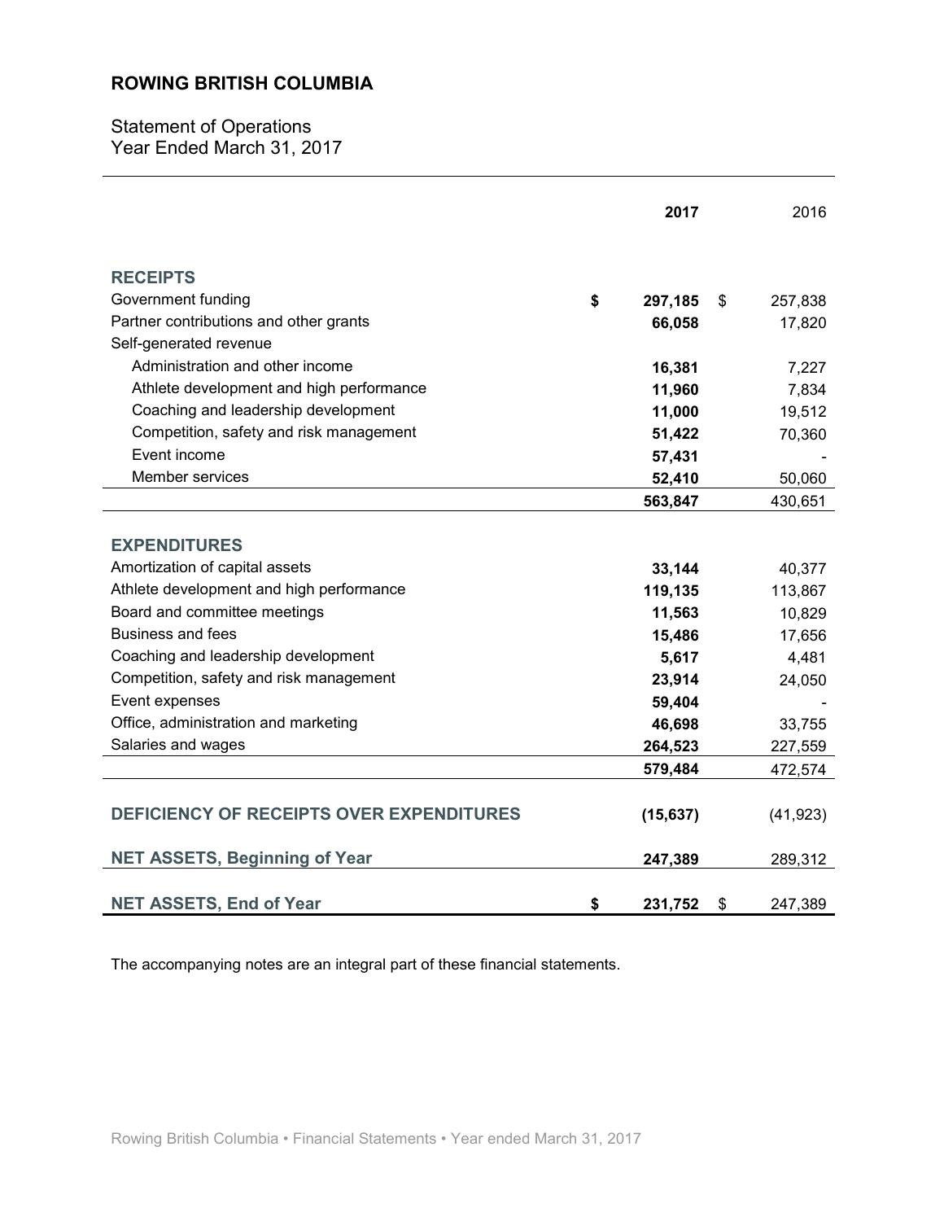# ROWING BRITISH COLUMBIA

## Statement of Operations
Year Ended March 31, 2017

| | 2017 | 2016 |
|---|---|---|
| **RECEIPTS** | | |
| Government funding | $ 297,185 | $ 257,838 |
| Partner contributions and other grants | 66,058 | 17,820 |
| Self-generated revenue | | |
| Administration and other income | 16,381 | 7,227 |
| Athlete development and high performance | 11,960 | 7,834 |
| Coaching and leadership development | 11,000 | 19,512 |
| Competition, safety and risk management | 51,422 | 70,360 |
| Event income | 57,431 | - |
| Member services | 52,410 | 50,060 |
| | 563,847 | 430,651 |
| **EXPENDITURES** | | |
| Amortization of capital assets | 33,144 | 40,377 |
| Athlete development and high performance | 119,135 | 113,867 |
| Board and committee meetings | 11,563 | 10,829 |
| Business and fees | 15,486 | 17,656 |
| Coaching and leadership development | 5,617 | 4,481 |
| Competition, safety and risk management | 23,914 | 24,050 |
| Event expenses | 59,404 | - |
| Office, administration and marketing | 46,698 | 33,755 |
| Salaries and wages | 264,523 | 227,559 |
| | 579,484 | 472,574 |
| **DEFICIENCY OF RECEIPTS OVER EXPENDITURES** | (15,637) | (41,923) |
| **NET ASSETS, Beginning of Year** | 247,389 | 289,312 |
| **NET ASSETS, End of Year** | $ 231,752 | $ 247,389 |

The accompanying notes are an integral part of these financial statements.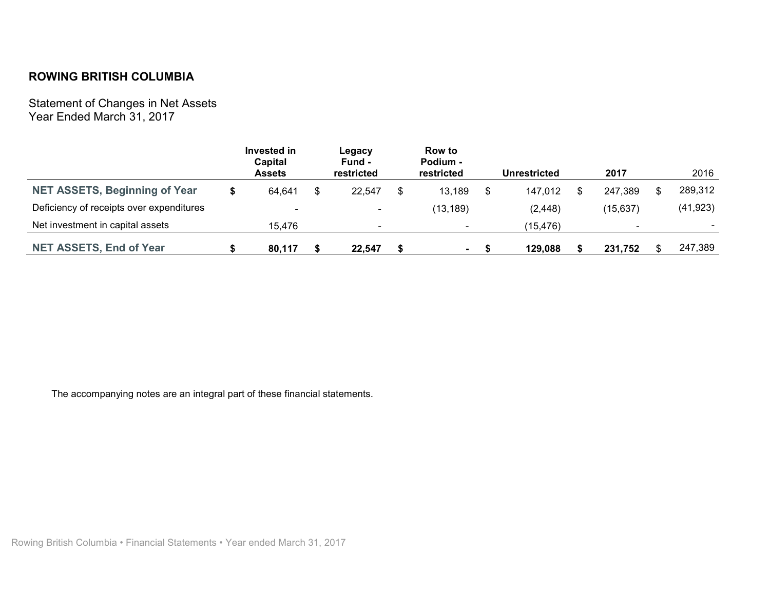**ROWING BRITISH COLUMBIA**

Statement of Changes in Net Assets
Year Ended March 31, 2017

| | Invested in Capital Assets | Legacy Fund - restricted | Row to Podium - restricted | Unrestricted | 2017 | 2016 |
|---|---|---|---|---|---|---|
| **NET ASSETS, Beginning of Year** | $ 64,641 | $ 22,547 | $ 13,189 | $ 147,012 | $ 247,389 | $ 289,312 |
| Deficiency of receipts over expenditures | - | - | (13,189) | (2,448) | (15,637) | (41,923) |
| Net investment in capital assets | 15,476 | - | - | (15,476) | - | - |
| **NET ASSETS, End of Year** | **$ 80,117** | **$ 22,547** | **$ -** | **$ 129,088** | **$ 231,752** | $ 247,389 |

The accompanying notes are an integral part of these financial statements.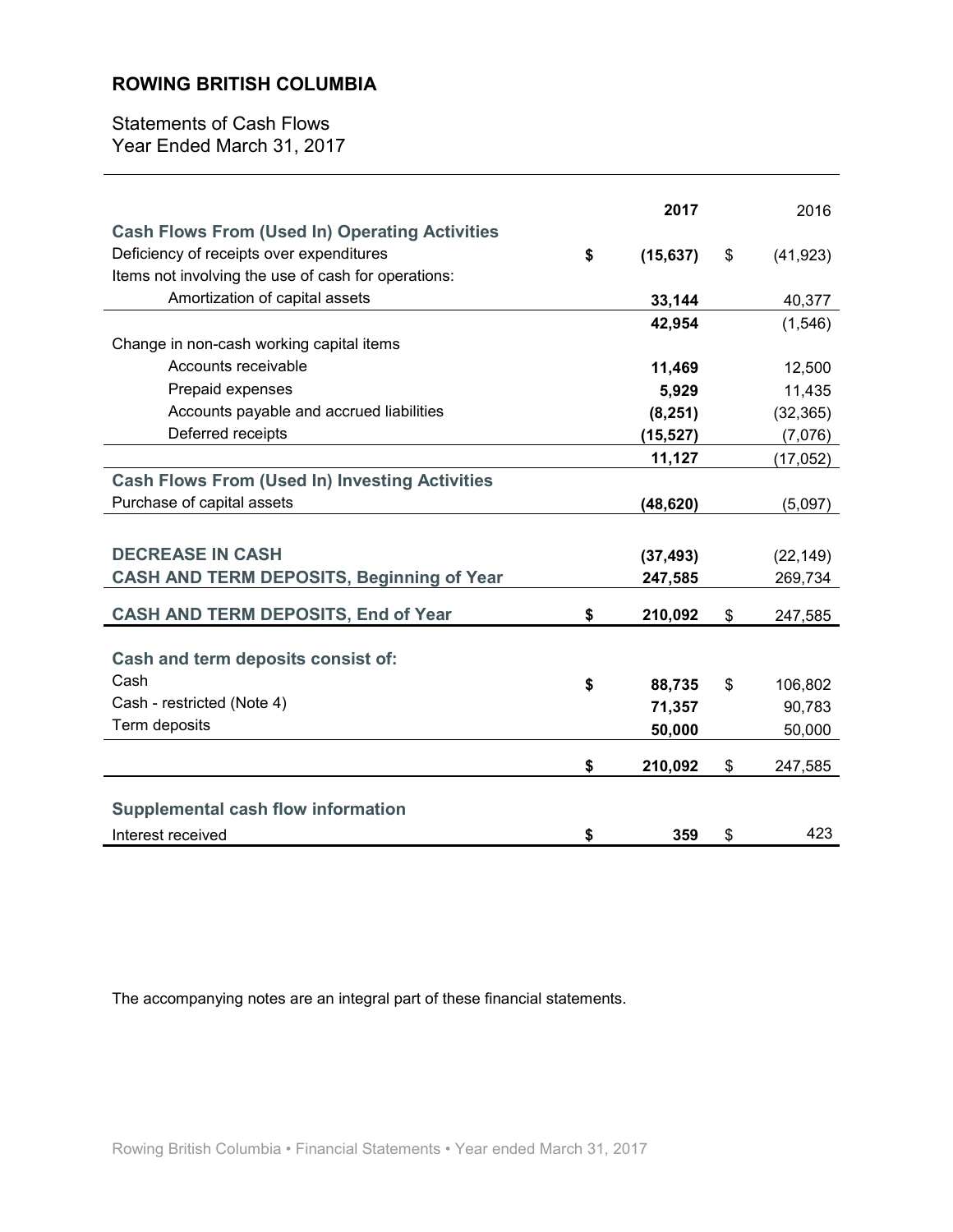## ROWING BRITISH COLUMBIA

Statements of Cash Flows
Year Ended March 31, 2017

| | 2017 | 2016 |
|---|---|---|
| **Cash Flows From (Used In) Operating Activities** | | |
| Deficiency of receipts over expenditures | $ (15,637) | $ (41,923) |
| Items not involving the use of cash for operations: | | |
| Amortization of capital assets | 33,144 | 40,377 |
| | 42,954 | (1,546) |
| Change in non-cash working capital items | | |
| Accounts receivable | 11,469 | 12,500 |
| Prepaid expenses | 5,929 | 11,435 |
| Accounts payable and accrued liabilities | (8,251) | (32,365) |
| Deferred receipts | (15,527) | (7,076) |
| | 11,127 | (17,052) |
| **Cash Flows From (Used In) Investing Activities** | | |
| Purchase of capital assets | (48,620) | (5,097) |
| | | |
| **DECREASE IN CASH** | (37,493) | (22,149) |
| **CASH AND TERM DEPOSITS, Beginning of Year** | 247,585 | 269,734 |
| **CASH AND TERM DEPOSITS, End of Year** | $ 210,092 | $ 247,585 |
| | | |
| **Cash and term deposits consist of:** | | |
| Cash | $ 88,735 | $ 106,802 |
| Cash - restricted (Note 4) | 71,357 | 90,783 |
| Term deposits | 50,000 | 50,000 |
| | $ 210,092 | $ 247,585 |
| | | |
| **Supplemental cash flow information** | | |
| Interest received | $ 359 | $ 423 |

The accompanying notes are an integral part of these financial statements.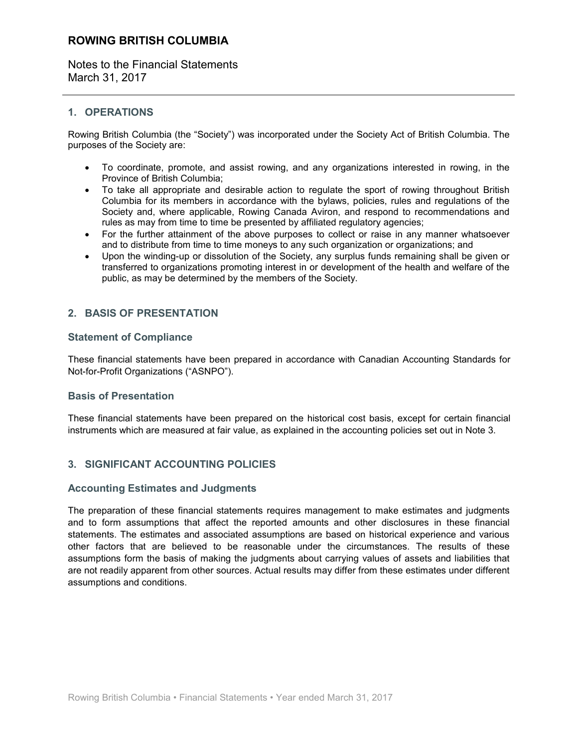# ROWING BRITISH COLUMBIA

Notes to the Financial Statements
March 31, 2017

## 1. OPERATIONS

Rowing British Columbia (the "Society") was incorporated under the Society Act of British Columbia. The purposes of the Society are:

- To coordinate, promote, and assist rowing, and any organizations interested in rowing, in the Province of British Columbia;
- To take all appropriate and desirable action to regulate the sport of rowing throughout British Columbia for its members in accordance with the bylaws, policies, rules and regulations of the Society and, where applicable, Rowing Canada Aviron, and respond to recommendations and rules as may from time to time be presented by affiliated regulatory agencies;
- For the further attainment of the above purposes to collect or raise in any manner whatsoever and to distribute from time to time moneys to any such organization or organizations; and
- Upon the winding-up or dissolution of the Society, any surplus funds remaining shall be given or transferred to organizations promoting interest in or development of the health and welfare of the public, as may be determined by the members of the Society.

## 2. BASIS OF PRESENTATION

### Statement of Compliance

These financial statements have been prepared in accordance with Canadian Accounting Standards for Not-for-Profit Organizations ("ASNPO").

### Basis of Presentation

These financial statements have been prepared on the historical cost basis, except for certain financial instruments which are measured at fair value, as explained in the accounting policies set out in Note 3.

## 3. SIGNIFICANT ACCOUNTING POLICIES

### Accounting Estimates and Judgments

The preparation of these financial statements requires management to make estimates and judgments and to form assumptions that affect the reported amounts and other disclosures in these financial statements. The estimates and associated assumptions are based on historical experience and various other factors that are believed to be reasonable under the circumstances. The results of these assumptions form the basis of making the judgments about carrying values of assets and liabilities that are not readily apparent from other sources. Actual results may differ from these estimates under different assumptions and conditions.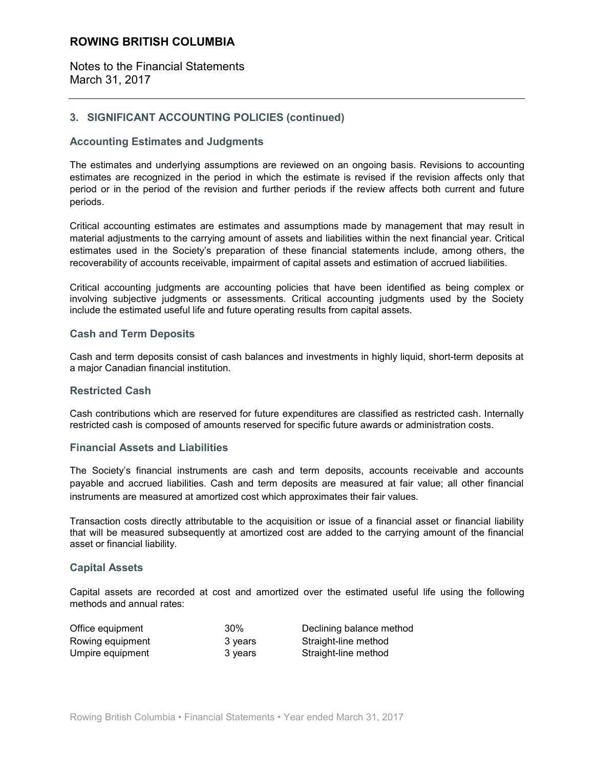# ROWING BRITISH COLUMBIA

Notes to the Financial Statements
March 31, 2017

## 3. SIGNIFICANT ACCOUNTING POLICIES (continued)

### Accounting Estimates and Judgments

The estimates and underlying assumptions are reviewed on an ongoing basis. Revisions to accounting estimates are recognized in the period in which the estimate is revised if the revision affects only that period or in the period of the revision and further periods if the review affects both current and future periods.

Critical accounting estimates are estimates and assumptions made by management that may result in material adjustments to the carrying amount of assets and liabilities within the next financial year. Critical estimates used in the Society's preparation of these financial statements include, among others, the recoverability of accounts receivable, impairment of capital assets and estimation of accrued liabilities.

Critical accounting judgments are accounting policies that have been identified as being complex or involving subjective judgments or assessments. Critical accounting judgments used by the Society include the estimated useful life and future operating results from capital assets.

### Cash and Term Deposits

Cash and term deposits consist of cash balances and investments in highly liquid, short-term deposits at a major Canadian financial institution.

### Restricted Cash

Cash contributions which are reserved for future expenditures are classified as restricted cash. Internally restricted cash is composed of amounts reserved for specific future awards or administration costs.

### Financial Assets and Liabilities

The Society's financial instruments are cash and term deposits, accounts receivable and accounts payable and accrued liabilities. Cash and term deposits are measured at fair value; all other financial instruments are measured at amortized cost which approximates their fair values.

Transaction costs directly attributable to the acquisition or issue of a financial asset or financial liability that will be measured subsequently at amortized cost are added to the carrying amount of the financial asset or financial liability.

### Capital Assets

Capital assets are recorded at cost and amortized over the estimated useful life using the following methods and annual rates:

| | | |
|---|---|---|
| Office equipment | 30% | Declining balance method |
| Rowing equipment | 3 years | Straight-line method |
| Umpire equipment | 3 years | Straight-line method |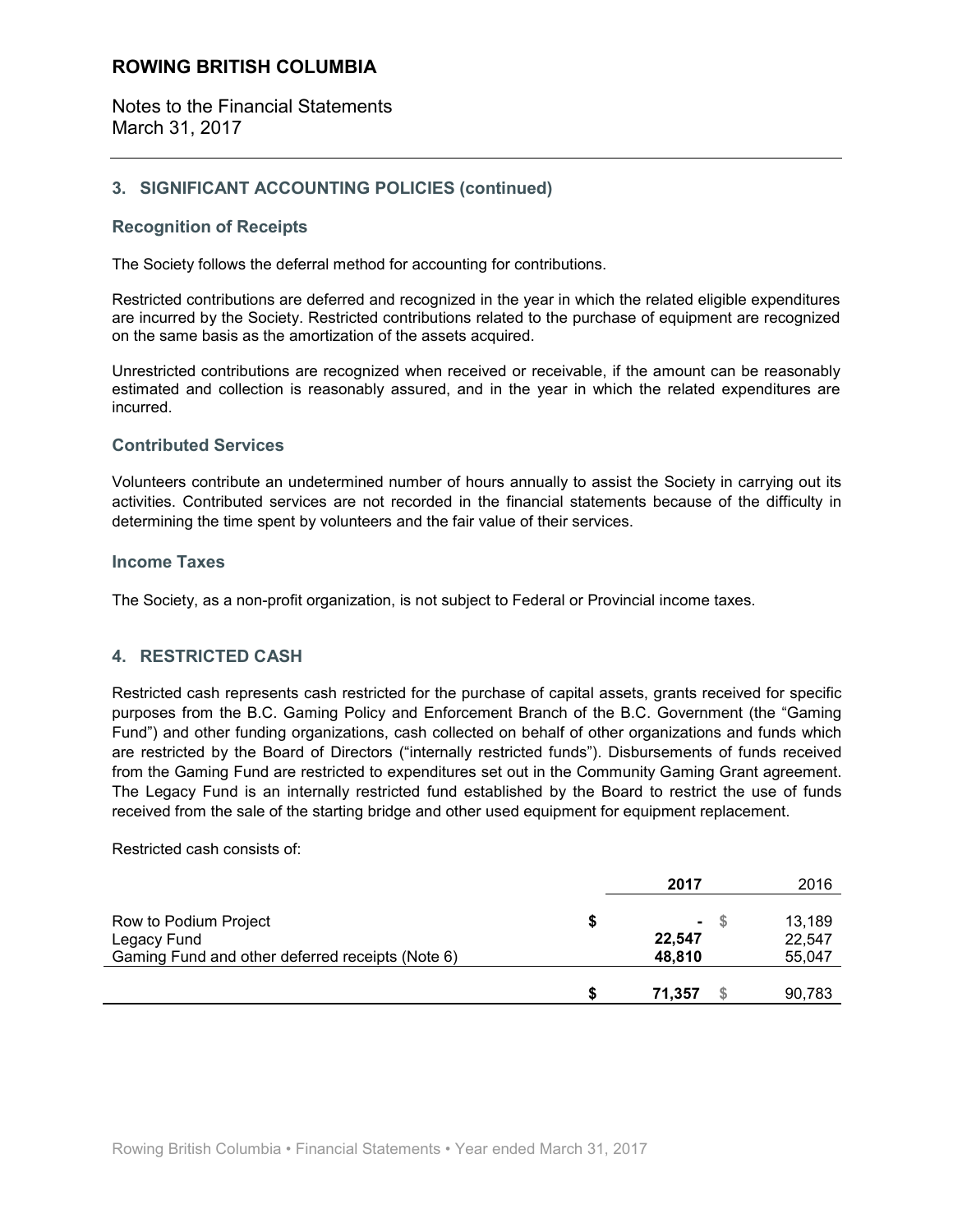# ROWING BRITISH COLUMBIA

Notes to the Financial Statements
March 31, 2017

## 3. SIGNIFICANT ACCOUNTING POLICIES (continued)

### Recognition of Receipts

The Society follows the deferral method for accounting for contributions.

Restricted contributions are deferred and recognized in the year in which the related eligible expenditures are incurred by the Society. Restricted contributions related to the purchase of equipment are recognized on the same basis as the amortization of the assets acquired.

Unrestricted contributions are recognized when received or receivable, if the amount can be reasonably estimated and collection is reasonably assured, and in the year in which the related expenditures are incurred.

### Contributed Services

Volunteers contribute an undetermined number of hours annually to assist the Society in carrying out its activities. Contributed services are not recorded in the financial statements because of the difficulty in determining the time spent by volunteers and the fair value of their services.

### Income Taxes

The Society, as a non-profit organization, is not subject to Federal or Provincial income taxes.

## 4. RESTRICTED CASH

Restricted cash represents cash restricted for the purchase of capital assets, grants received for specific purposes from the B.C. Gaming Policy and Enforcement Branch of the B.C. Government (the "Gaming Fund") and other funding organizations, cash collected on behalf of other organizations and funds which are restricted by the Board of Directors ("internally restricted funds"). Disbursements of funds received from the Gaming Fund are restricted to expenditures set out in the Community Gaming Grant agreement. The Legacy Fund is an internally restricted fund established by the Board to restrict the use of funds received from the sale of the starting bridge and other used equipment for equipment replacement.

Restricted cash consists of:

| | **2017** | 2016 |
|---|---|---|
| Row to Podium Project | $ **-** | $ 13,189 |
| Legacy Fund | **22,547** | 22,547 |
| Gaming Fund and other deferred receipts (Note 6) | **48,810** | 55,047 |
| | **$ 71,357** | $ 90,783 |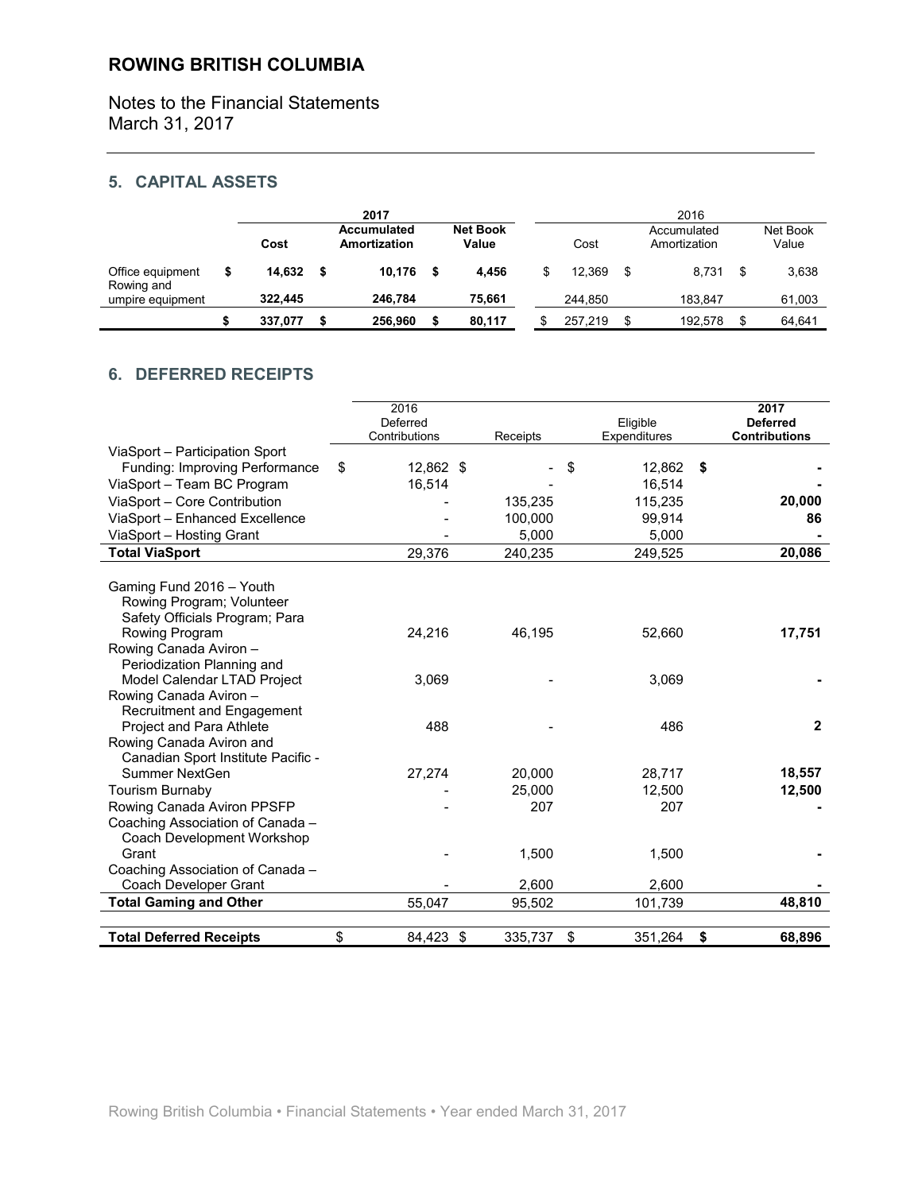# ROWING BRITISH COLUMBIA

Notes to the Financial Statements
March 31, 2017

## 5. CAPITAL ASSETS

| | 2017 | | | 2016 | | |
|---|---|---|---|---|---|---|
| | **Cost** | **Accumulated Amortization** | **Net Book Value** | Cost | Accumulated Amortization | Net Book Value |
| Office equipment | **$ 14,632** | **$ 10,176** | **$ 4,456** | $ 12,369 | $ 8,731 | $ 3,638 |
| Rowing and umpire equipment | **322,445** | **246,784** | **75,661** | 244,850 | 183,847 | 61,003 |
| | **$ 337,077** | **$ 256,960** | **$ 80,117** | $ 257,219 | $ 192,578 | $ 64,641 |

## 6. DEFERRED RECEIPTS

| | 2016 Deferred Contributions | Receipts | Eligible Expenditures | **2017 Deferred Contributions** |
|---|---|---|---|---|
| ViaSport – Participation Sport Funding: Improving Performance | $ 12,862 | $ - | $ 12,862 | **$ -** |
| ViaSport – Team BC Program | 16,514 | - | 16,514 | **-** |
| ViaSport – Core Contribution | - | 135,235 | 115,235 | **20,000** |
| ViaSport – Enhanced Excellence | - | 100,000 | 99,914 | **86** |
| ViaSport – Hosting Grant | - | 5,000 | 5,000 | **-** |
| **Total ViaSport** | 29,376 | 240,235 | 249,525 | **20,086** |
| | | | | |
| Gaming Fund 2016 – Youth Rowing Program; Volunteer Safety Officials Program; Para Rowing Program | 24,216 | 46,195 | 52,660 | **17,751** |
| Rowing Canada Aviron – Periodization Planning and Model Calendar LTAD Project | 3,069 | - | 3,069 | **-** |
| Rowing Canada Aviron – Recruitment and Engagement Project and Para Athlete | 488 | - | 486 | **2** |
| Rowing Canada Aviron and Canadian Sport Institute Pacific - Summer NextGen | 27,274 | 20,000 | 28,717 | **18,557** |
| Tourism Burnaby | - | 25,000 | 12,500 | **12,500** |
| Rowing Canada Aviron PPSFP | - | 207 | 207 | **-** |
| Coaching Association of Canada – Coach Development Workshop Grant | - | 1,500 | 1,500 | **-** |
| Coaching Association of Canada – Coach Developer Grant | - | 2,600 | 2,600 | **-** |
| **Total Gaming and Other** | 55,047 | 95,502 | 101,739 | **48,810** |
| | | | | |
| **Total Deferred Receipts** | $ 84,423 | $ 335,737 | $ 351,264 | **$ 68,896** |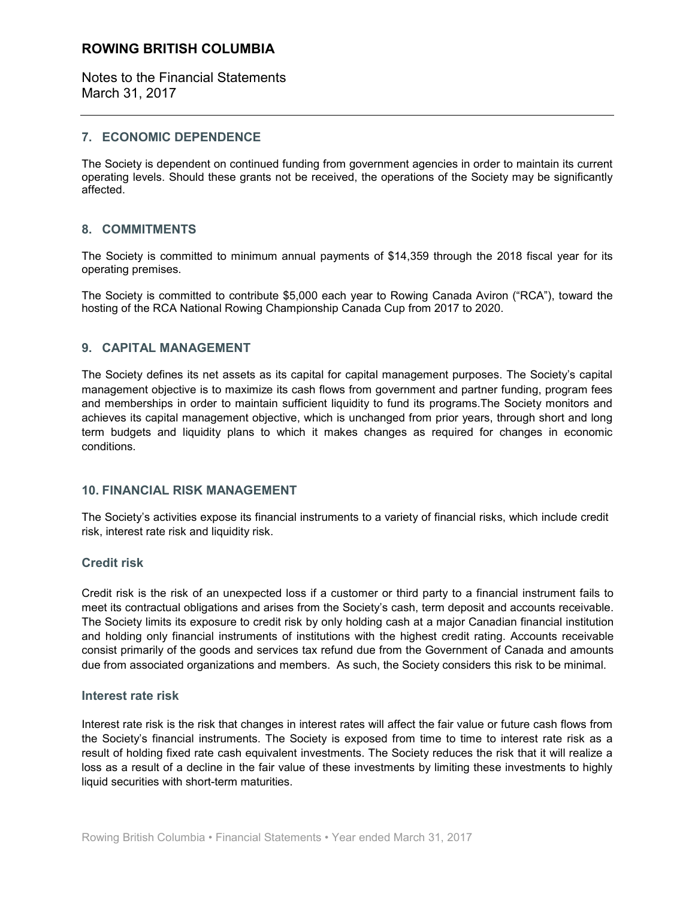## 7. ECONOMIC DEPENDENCE

The Society is dependent on continued funding from government agencies in order to maintain its current operating levels. Should these grants not be received, the operations of the Society may be significantly affected.

## 8. COMMITMENTS

The Society is committed to minimum annual payments of $14,359 through the 2018 fiscal year for its operating premises.

The Society is committed to contribute $5,000 each year to Rowing Canada Aviron ("RCA"), toward the hosting of the RCA National Rowing Championship Canada Cup from 2017 to 2020.

## 9. CAPITAL MANAGEMENT

The Society defines its net assets as its capital for capital management purposes. The Society's capital management objective is to maximize its cash flows from government and partner funding, program fees and memberships in order to maintain sufficient liquidity to fund its programs.The Society monitors and achieves its capital management objective, which is unchanged from prior years, through short and long term budgets and liquidity plans to which it makes changes as required for changes in economic conditions.

## 10. FINANCIAL RISK MANAGEMENT

The Society's activities expose its financial instruments to a variety of financial risks, which include credit risk, interest rate risk and liquidity risk.

### Credit risk

Credit risk is the risk of an unexpected loss if a customer or third party to a financial instrument fails to meet its contractual obligations and arises from the Society's cash, term deposit and accounts receivable. The Society limits its exposure to credit risk by only holding cash at a major Canadian financial institution and holding only financial instruments of institutions with the highest credit rating. Accounts receivable consist primarily of the goods and services tax refund due from the Government of Canada and amounts due from associated organizations and members. As such, the Society considers this risk to be minimal.

### Interest rate risk

Interest rate risk is the risk that changes in interest rates will affect the fair value or future cash flows from the Society's financial instruments. The Society is exposed from time to time to interest rate risk as a result of holding fixed rate cash equivalent investments. The Society reduces the risk that it will realize a loss as a result of a decline in the fair value of these investments by limiting these investments to highly liquid securities with short-term maturities.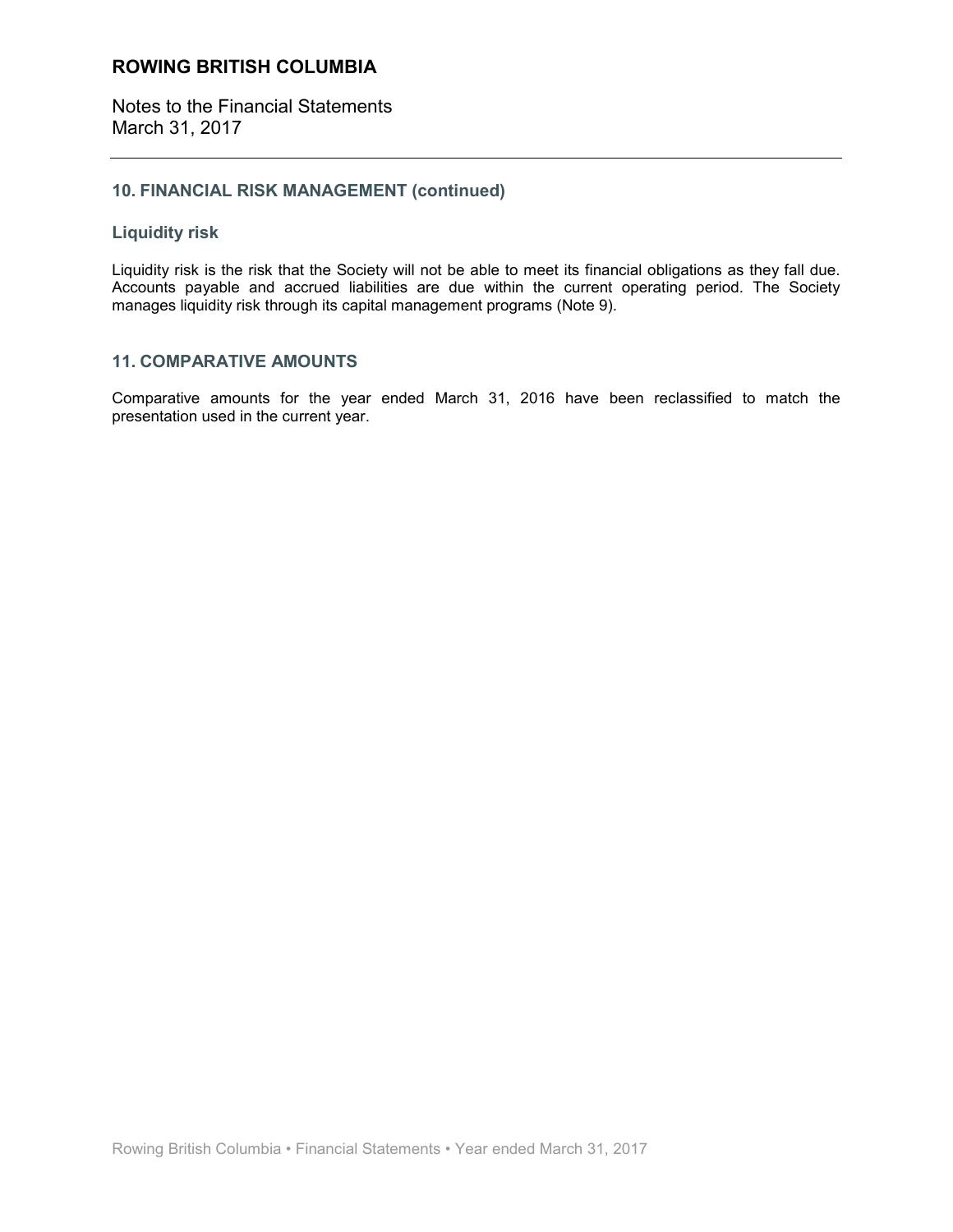## 10. FINANCIAL RISK MANAGEMENT (continued)

### Liquidity risk

Liquidity risk is the risk that the Society will not be able to meet its financial obligations as they fall due. Accounts payable and accrued liabilities are due within the current operating period. The Society manages liquidity risk through its capital management programs (Note 9).

## 11. COMPARATIVE AMOUNTS

Comparative amounts for the year ended March 31, 2016 have been reclassified to match the presentation used in the current year.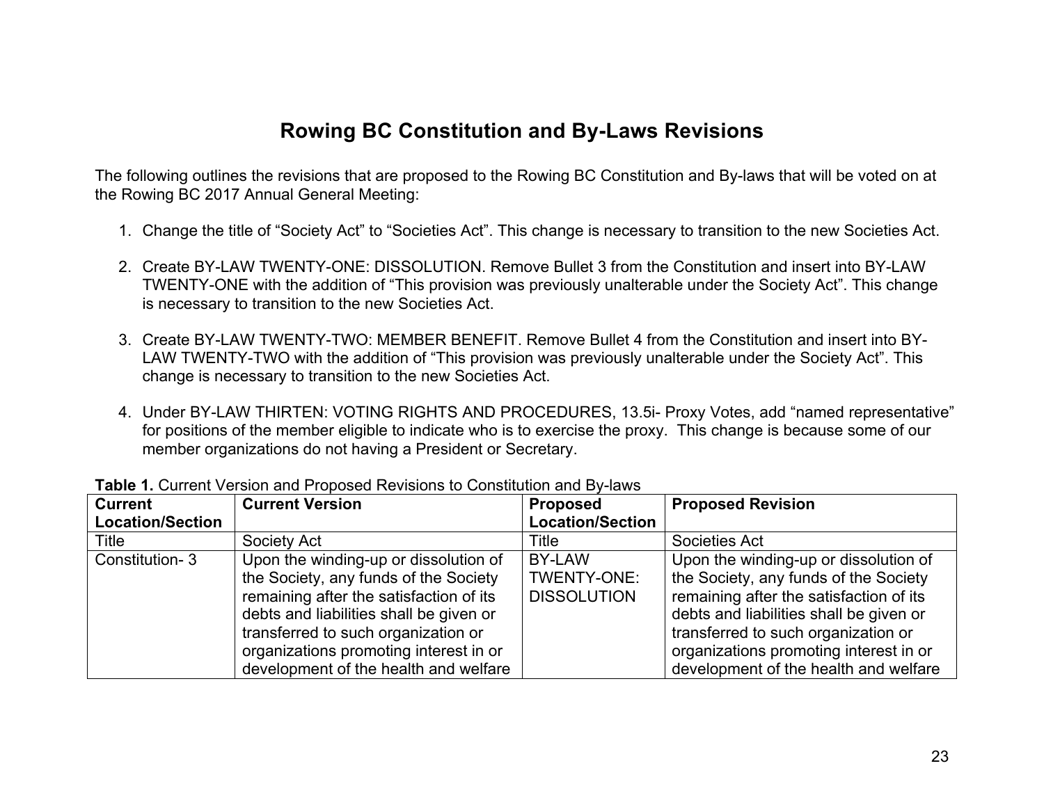# Rowing BC Constitution and By-Laws Revisions

The following outlines the revisions that are proposed to the Rowing BC Constitution and By-laws that will be voted on at the Rowing BC 2017 Annual General Meeting:

1. Change the title of “Society Act” to “Societies Act”. This change is necessary to transition to the new Societies Act.

2. Create BY-LAW TWENTY-ONE: DISSOLUTION. Remove Bullet 3 from the Constitution and insert into BY-LAW TWENTY-ONE with the addition of “This provision was previously unalterable under the Society Act”. This change is necessary to transition to the new Societies Act.

3. Create BY-LAW TWENTY-TWO: MEMBER BENEFIT. Remove Bullet 4 from the Constitution and insert into BY-LAW TWENTY-TWO with the addition of “This provision was previously unalterable under the Society Act”. This change is necessary to transition to the new Societies Act.

4. Under BY-LAW THIRTEN: VOTING RIGHTS AND PROCEDURES, 13.5i- Proxy Votes, add “named representative” for positions of the member eligible to indicate who is to exercise the proxy. This change is because some of our member organizations do not having a President or Secretary.

**Table 1.** Current Version and Proposed Revisions to Constitution and By-laws

| Current Location/Section | Current Version | Proposed Location/Section | Proposed Revision |
|---|---|---|---|
| Title | Society Act | Title | Societies Act |
| Constitution- 3 | Upon the winding-up or dissolution of the Society, any funds of the Society remaining after the satisfaction of its debts and liabilities shall be given or transferred to such organization or organizations promoting interest in or development of the health and welfare | BY-LAW TWENTY-ONE: DISSOLUTION | Upon the winding-up or dissolution of the Society, any funds of the Society remaining after the satisfaction of its debts and liabilities shall be given or transferred to such organization or organizations promoting interest in or development of the health and welfare |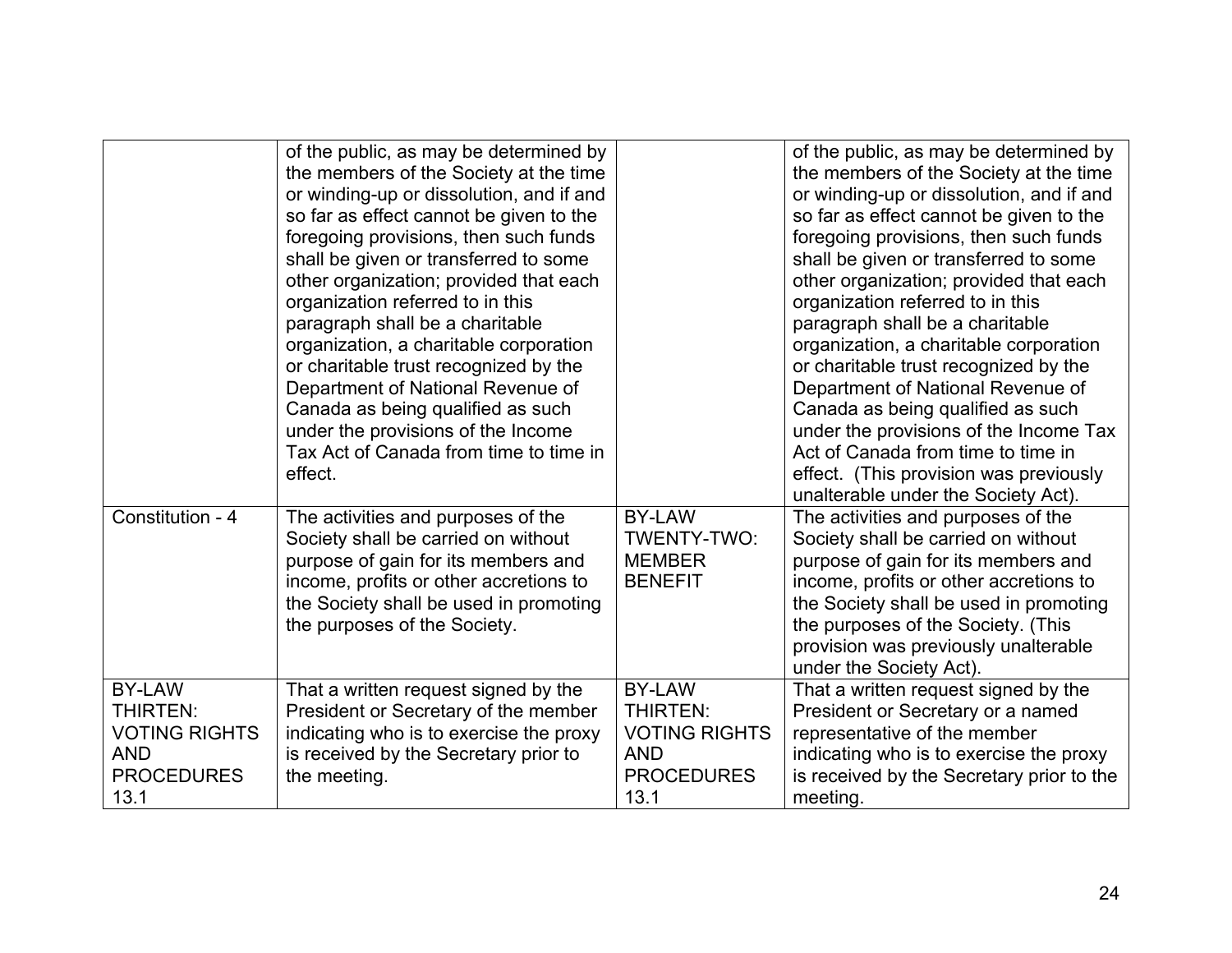| | | | |
|---|---|---|---|
| | of the public, as may be determined by the members of the Society at the time or winding-up or dissolution, and if and so far as effect cannot be given to the foregoing provisions, then such funds shall be given or transferred to some other organization; provided that each organization referred to in this paragraph shall be a charitable organization, a charitable corporation or charitable trust recognized by the Department of National Revenue of Canada as being qualified as such under the provisions of the Income Tax Act of Canada from time to time in effect. | | of the public, as may be determined by the members of the Society at the time or winding-up or dissolution, and if and so far as effect cannot be given to the foregoing provisions, then such funds shall be given or transferred to some other organization; provided that each organization referred to in this paragraph shall be a charitable organization, a charitable corporation or charitable trust recognized by the Department of National Revenue of Canada as being qualified as such under the provisions of the Income Tax Act of Canada from time to time in effect. (This provision was previously unalterable under the Society Act). |
| Constitution - 4 | The activities and purposes of the Society shall be carried on without purpose of gain for its members and income, profits or other accretions to the Society shall be used in promoting the purposes of the Society. | BY-LAW TWENTY-TWO: MEMBER BENEFIT | The activities and purposes of the Society shall be carried on without purpose of gain for its members and income, profits or other accretions to the Society shall be used in promoting the purposes of the Society. (This provision was previously unalterable under the Society Act). |
| BY-LAW THIRTEN: VOTING RIGHTS AND PROCEDURES 13.1 | That a written request signed by the President or Secretary of the member indicating who is to exercise the proxy is received by the Secretary prior to the meeting. | BY-LAW THIRTEN: VOTING RIGHTS AND PROCEDURES 13.1 | That a written request signed by the President or Secretary or a named representative of the member indicating who is to exercise the proxy is received by the Secretary prior to the meeting. |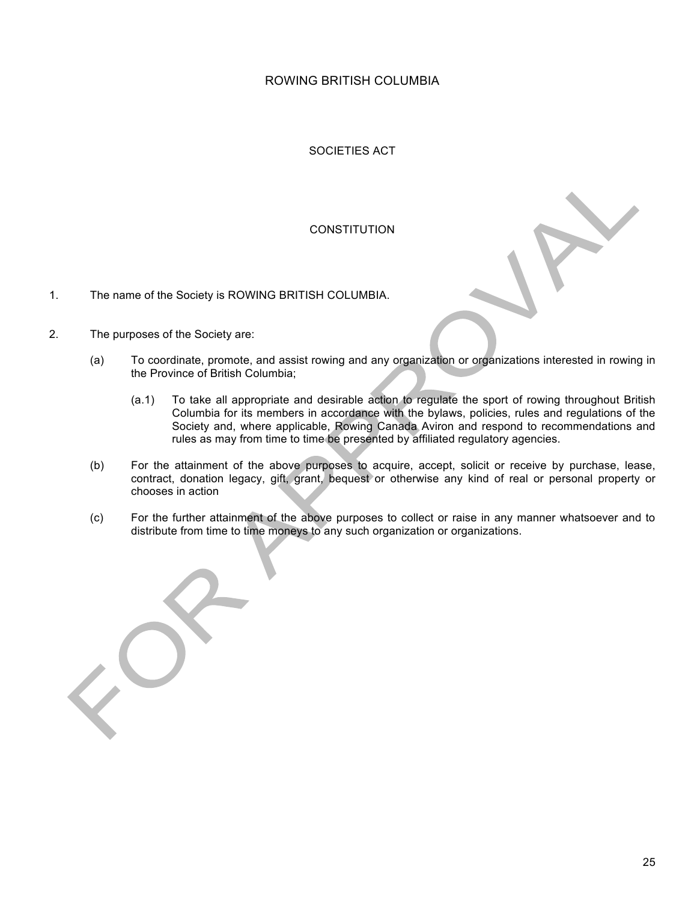# ROWING BRITISH COLUMBIA

## SOCIETIES ACT

## CONSTITUTION

1. The name of the Society is ROWING BRITISH COLUMBIA.

2. The purposes of the Society are:

   (a) To coordinate, promote, and assist rowing and any organization or organizations interested in rowing in the Province of British Columbia;

      (a.1) To take all appropriate and desirable action to regulate the sport of rowing throughout British Columbia for its members in accordance with the bylaws, policies, rules and regulations of the Society and, where applicable, Rowing Canada Aviron and respond to recommendations and rules as may from time to time be presented by affiliated regulatory agencies.

   (b) For the attainment of the above purposes to acquire, accept, solicit or receive by purchase, lease, contract, donation legacy, gift, grant, bequest or otherwise any kind of real or personal property or chooses in action

   (c) For the further attainment of the above purposes to collect or raise in any manner whatsoever and to distribute from time to time moneys to any such organization or organizations.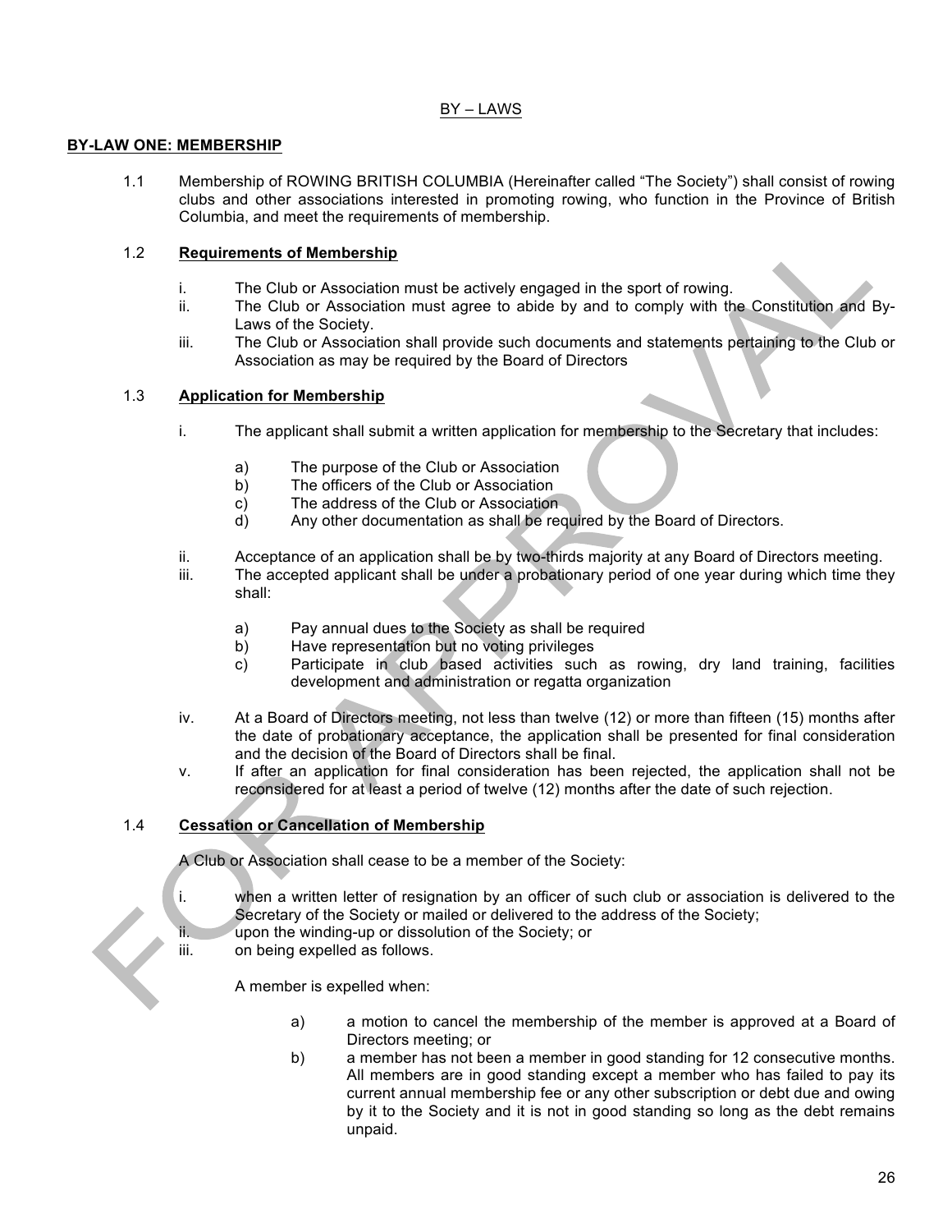BY – LAWS

**BY-LAW ONE: MEMBERSHIP**

1.1 Membership of ROWING BRITISH COLUMBIA (Hereinafter called "The Society") shall consist of rowing clubs and other associations interested in promoting rowing, who function in the Province of British Columbia, and meet the requirements of membership.

1.2 **Requirements of Membership**

i. The Club or Association must be actively engaged in the sport of rowing.
ii. The Club or Association must agree to abide by and to comply with the Constitution and By-Laws of the Society.
iii. The Club or Association shall provide such documents and statements pertaining to the Club or Association as may be required by the Board of Directors

1.3 **Application for Membership**

i. The applicant shall submit a written application for membership to the Secretary that includes:

a) The purpose of the Club or Association
b) The officers of the Club or Association
c) The address of the Club or Association
d) Any other documentation as shall be required by the Board of Directors.

ii. Acceptance of an application shall be by two-thirds majority at any Board of Directors meeting.
iii. The accepted applicant shall be under a probationary period of one year during which time they shall:

a) Pay annual dues to the Society as shall be required
b) Have representation but no voting privileges
c) Participate in club based activities such as rowing, dry land training, facilities development and administration or regatta organization

iv. At a Board of Directors meeting, not less than twelve (12) or more than fifteen (15) months after the date of probationary acceptance, the application shall be presented for final consideration and the decision of the Board of Directors shall be final.
v. If after an application for final consideration has been rejected, the application shall not be reconsidered for at least a period of twelve (12) months after the date of such rejection.

1.4 **Cessation or Cancellation of Membership**

A Club or Association shall cease to be a member of the Society:

i. when a written letter of resignation by an officer of such club or association is delivered to the Secretary of the Society or mailed or delivered to the address of the Society;
ii. upon the winding-up or dissolution of the Society; or
iii. on being expelled as follows.

A member is expelled when:

a) a motion to cancel the membership of the member is approved at a Board of Directors meeting; or
b) a member has not been a member in good standing for 12 consecutive months. All members are in good standing except a member who has failed to pay its current annual membership fee or any other subscription or debt due and owing by it to the Society and it is not in good standing so long as the debt remains unpaid.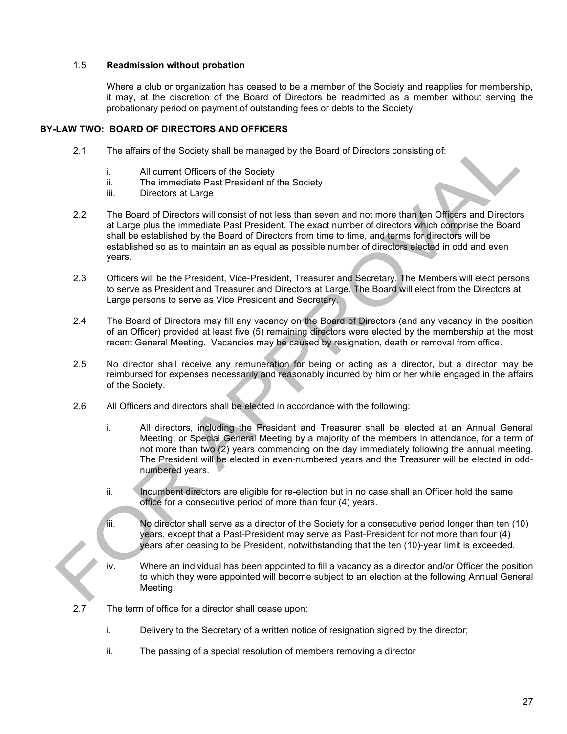1.5 **Readmission without probation**

Where a club or organization has ceased to be a member of the Society and reapplies for membership, it may, at the discretion of the Board of Directors be readmitted as a member without serving the probationary period on payment of outstanding fees or debts to the Society.

## BY-LAW TWO: BOARD OF DIRECTORS AND OFFICERS

2.1 The affairs of the Society shall be managed by the Board of Directors consisting of:

i. All current Officers of the Society
ii. The immediate Past President of the Society
iii. Directors at Large

2.2 The Board of Directors will consist of not less than seven and not more than ten Officers and Directors at Large plus the immediate Past President. The exact number of directors which comprise the Board shall be established by the Board of Directors from time to time, and terms for directors will be established so as to maintain an as equal as possible number of directors elected in odd and even years.

2.3 Officers will be the President, Vice-President, Treasurer and Secretary. The Members will elect persons to serve as President and Treasurer and Directors at Large. The Board will elect from the Directors at Large persons to serve as Vice President and Secretary.

2.4 The Board of Directors may fill any vacancy on the Board of Directors (and any vacancy in the position of an Officer) provided at least five (5) remaining directors were elected by the membership at the most recent General Meeting. Vacancies may be caused by resignation, death or removal from office.

2.5 No director shall receive any remuneration for being or acting as a director, but a director may be reimbursed for expenses necessarily and reasonably incurred by him or her while engaged in the affairs of the Society.

2.6 All Officers and directors shall be elected in accordance with the following:

i. All directors, including the President and Treasurer shall be elected at an Annual General Meeting, or Special General Meeting by a majority of the members in attendance, for a term of not more than two (2) years commencing on the day immediately following the annual meeting. The President will be elected in even-numbered years and the Treasurer will be elected in odd-numbered years.

ii. Incumbent directors are eligible for re-election but in no case shall an Officer hold the same office for a consecutive period of more than four (4) years.

iii. No director shall serve as a director of the Society for a consecutive period longer than ten (10) years, except that a Past-President may serve as Past-President for not more than four (4) years after ceasing to be President, notwithstanding that the ten (10)-year limit is exceeded.

iv. Where an individual has been appointed to fill a vacancy as a director and/or Officer the position to which they were appointed will become subject to an election at the following Annual General Meeting.

2.7 The term of office for a director shall cease upon:

i. Delivery to the Secretary of a written notice of resignation signed by the director;

ii. The passing of a special resolution of members removing a director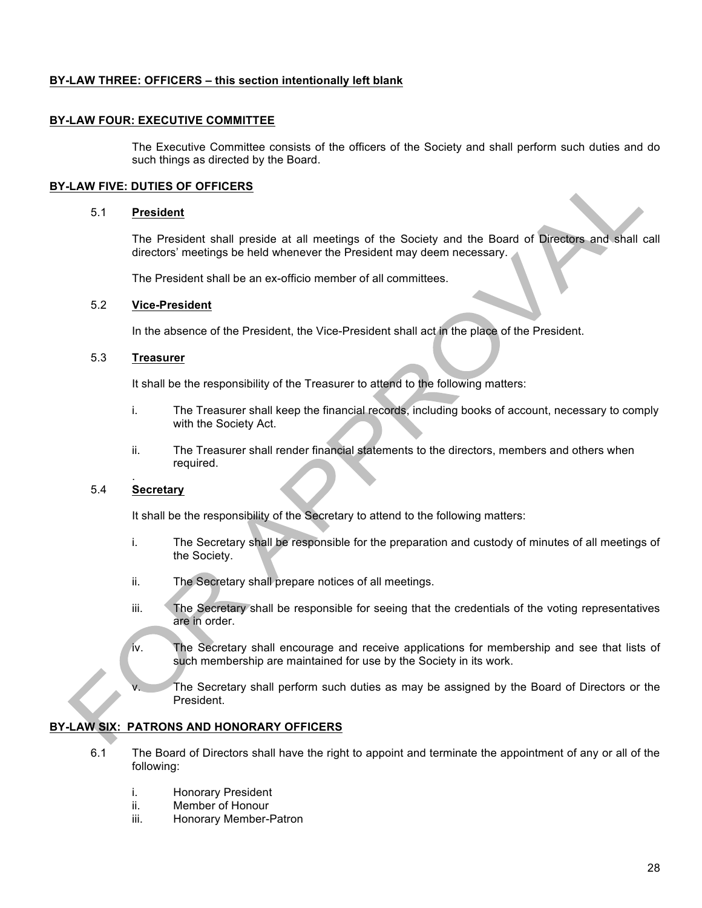**BY-LAW THREE: OFFICERS – this section intentionally left blank**

**BY-LAW FOUR: EXECUTIVE COMMITTEE**

The Executive Committee consists of the officers of the Society and shall perform such duties and do such things as directed by the Board.

**BY-LAW FIVE: DUTIES OF OFFICERS**

5.1 **President**

The President shall preside at all meetings of the Society and the Board of Directors and shall call directors' meetings be held whenever the President may deem necessary.

The President shall be an ex-officio member of all committees.

5.2 **Vice-President**

In the absence of the President, the Vice-President shall act in the place of the President.

5.3 **Treasurer**

It shall be the responsibility of the Treasurer to attend to the following matters:

i. The Treasurer shall keep the financial records, including books of account, necessary to comply with the Society Act.

ii. The Treasurer shall render financial statements to the directors, members and others when required.

5.4 **Secretary**

It shall be the responsibility of the Secretary to attend to the following matters:

i. The Secretary shall be responsible for the preparation and custody of minutes of all meetings of the Society.

ii. The Secretary shall prepare notices of all meetings.

iii. The Secretary shall be responsible for seeing that the credentials of the voting representatives are in order.

iv. The Secretary shall encourage and receive applications for membership and see that lists of such membership are maintained for use by the Society in its work.

v. The Secretary shall perform such duties as may be assigned by the Board of Directors or the President.

**BY-LAW SIX: PATRONS AND HONORARY OFFICERS**

6.1 The Board of Directors shall have the right to appoint and terminate the appointment of any or all of the following:

i. Honorary President
ii. Member of Honour
iii. Honorary Member-Patron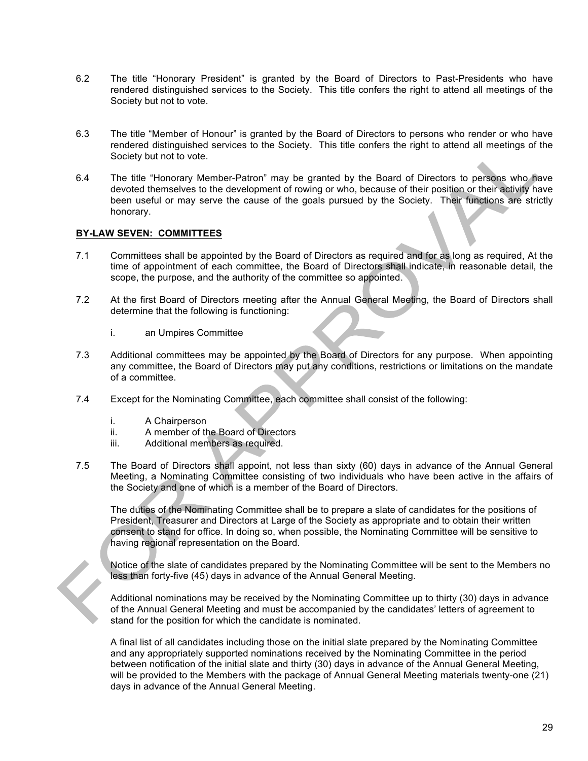6.2 The title "Honorary President" is granted by the Board of Directors to Past-Presidents who have rendered distinguished services to the Society. This title confers the right to attend all meetings of the Society but not to vote.

6.3 The title "Member of Honour" is granted by the Board of Directors to persons who render or who have rendered distinguished services to the Society. This title confers the right to attend all meetings of the Society but not to vote.

6.4 The title "Honorary Member-Patron" may be granted by the Board of Directors to persons who have devoted themselves to the development of rowing or who, because of their position or their activity have been useful or may serve the cause of the goals pursued by the Society. Their functions are strictly honorary.

**BY-LAW SEVEN: COMMITTEES**

7.1 Committees shall be appointed by the Board of Directors as required and for as long as required, At the time of appointment of each committee, the Board of Directors shall indicate, in reasonable detail, the scope, the purpose, and the authority of the committee so appointed.

7.2 At the first Board of Directors meeting after the Annual General Meeting, the Board of Directors shall determine that the following is functioning:

i. an Umpires Committee

7.3 Additional committees may be appointed by the Board of Directors for any purpose. When appointing any committee, the Board of Directors may put any conditions, restrictions or limitations on the mandate of a committee.

7.4 Except for the Nominating Committee, each committee shall consist of the following:

i. A Chairperson
ii. A member of the Board of Directors
iii. Additional members as required.

7.5 The Board of Directors shall appoint, not less than sixty (60) days in advance of the Annual General Meeting, a Nominating Committee consisting of two individuals who have been active in the affairs of the Society and one of which is a member of the Board of Directors.

The duties of the Nominating Committee shall be to prepare a slate of candidates for the positions of President, Treasurer and Directors at Large of the Society as appropriate and to obtain their written consent to stand for office. In doing so, when possible, the Nominating Committee will be sensitive to having regional representation on the Board.

Notice of the slate of candidates prepared by the Nominating Committee will be sent to the Members no less than forty-five (45) days in advance of the Annual General Meeting.

Additional nominations may be received by the Nominating Committee up to thirty (30) days in advance of the Annual General Meeting and must be accompanied by the candidates' letters of agreement to stand for the position for which the candidate is nominated.

A final list of all candidates including those on the initial slate prepared by the Nominating Committee and any appropriately supported nominations received by the Nominating Committee in the period between notification of the initial slate and thirty (30) days in advance of the Annual General Meeting, will be provided to the Members with the package of Annual General Meeting materials twenty-one (21) days in advance of the Annual General Meeting.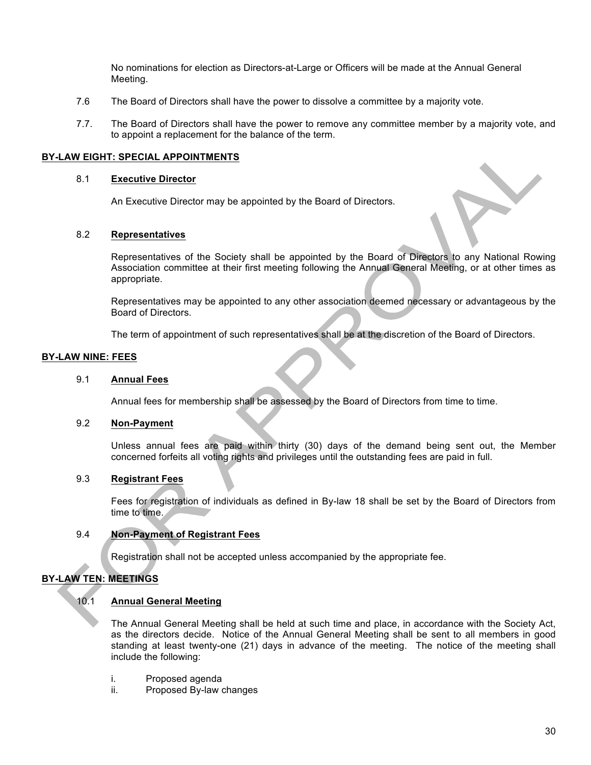No nominations for election as Directors-at-Large or Officers will be made at the Annual General Meeting.

7.6 The Board of Directors shall have the power to dissolve a committee by a majority vote.

7.7. The Board of Directors shall have the power to remove any committee member by a majority vote, and to appoint a replacement for the balance of the term.

## BY-LAW EIGHT: SPECIAL APPOINTMENTS

### 8.1 Executive Director

An Executive Director may be appointed by the Board of Directors.

### 8.2 Representatives

Representatives of the Society shall be appointed by the Board of Directors to any National Rowing Association committee at their first meeting following the Annual General Meeting, or at other times as appropriate.

Representatives may be appointed to any other association deemed necessary or advantageous by the Board of Directors.

The term of appointment of such representatives shall be at the discretion of the Board of Directors.

## BY-LAW NINE: FEES

### 9.1 Annual Fees

Annual fees for membership shall be assessed by the Board of Directors from time to time.

### 9.2 Non-Payment

Unless annual fees are paid within thirty (30) days of the demand being sent out, the Member concerned forfeits all voting rights and privileges until the outstanding fees are paid in full.

### 9.3 Registrant Fees

Fees for registration of individuals as defined in By-law 18 shall be set by the Board of Directors from time to time.

### 9.4 Non-Payment of Registrant Fees

Registration shall not be accepted unless accompanied by the appropriate fee.

## BY-LAW TEN: MEETINGS

### 10.1 Annual General Meeting

The Annual General Meeting shall be held at such time and place, in accordance with the Society Act, as the directors decide. Notice of the Annual General Meeting shall be sent to all members in good standing at least twenty-one (21) days in advance of the meeting. The notice of the meeting shall include the following:

i. Proposed agenda
ii. Proposed By-law changes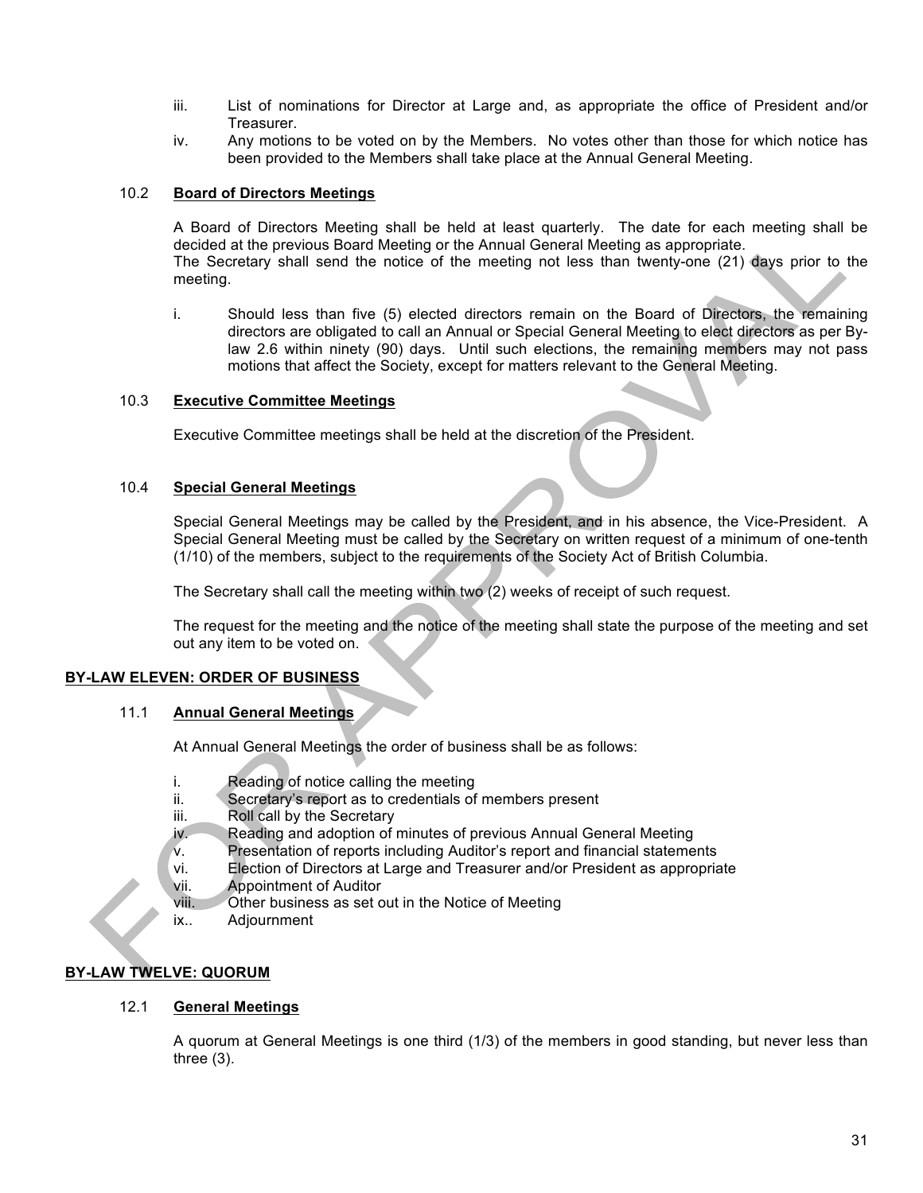iii. List of nominations for Director at Large and, as appropriate the office of President and/or Treasurer.

iv. Any motions to be voted on by the Members. No votes other than those for which notice has been provided to the Members shall take place at the Annual General Meeting.

10.2 **Board of Directors Meetings**

A Board of Directors Meeting shall be held at least quarterly. The date for each meeting shall be decided at the previous Board Meeting or the Annual General Meeting as appropriate.
The Secretary shall send the notice of the meeting not less than twenty-one (21) days prior to the meeting.

i. Should less than five (5) elected directors remain on the Board of Directors, the remaining directors are obligated to call an Annual or Special General Meeting to elect directors as per By-law 2.6 within ninety (90) days. Until such elections, the remaining members may not pass motions that affect the Society, except for matters relevant to the General Meeting.

10.3 **Executive Committee Meetings**

Executive Committee meetings shall be held at the discretion of the President.

10.4 **Special General Meetings**

Special General Meetings may be called by the President, and in his absence, the Vice-President. A Special General Meeting must be called by the Secretary on written request of a minimum of one-tenth (1/10) of the members, subject to the requirements of the Society Act of British Columbia.

The Secretary shall call the meeting within two (2) weeks of receipt of such request.

The request for the meeting and the notice of the meeting shall state the purpose of the meeting and set out any item to be voted on.

**BY-LAW ELEVEN: ORDER OF BUSINESS**

11.1 **Annual General Meetings**

At Annual General Meetings the order of business shall be as follows:

i. Reading of notice calling the meeting
ii. Secretary's report as to credentials of members present
iii. Roll call by the Secretary
iv. Reading and adoption of minutes of previous Annual General Meeting
v. Presentation of reports including Auditor's report and financial statements
vi. Election of Directors at Large and Treasurer and/or President as appropriate
vii. Appointment of Auditor
viii. Other business as set out in the Notice of Meeting
ix.. Adjournment

**BY-LAW TWELVE: QUORUM**

12.1 **General Meetings**

A quorum at General Meetings is one third (1/3) of the members in good standing, but never less than three (3).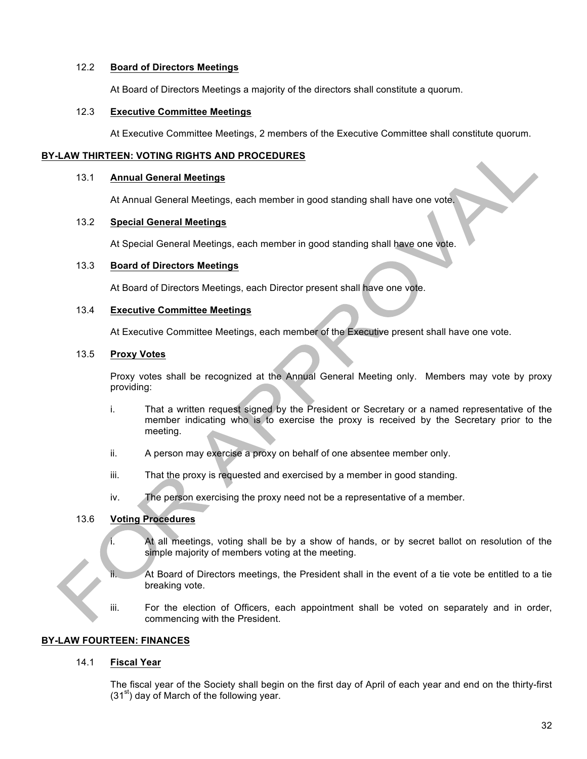12.2 **Board of Directors Meetings**

At Board of Directors Meetings a majority of the directors shall constitute a quorum.

12.3 **Executive Committee Meetings**

At Executive Committee Meetings, 2 members of the Executive Committee shall constitute quorum.

## BY-LAW THIRTEEN: VOTING RIGHTS AND PROCEDURES

13.1 **Annual General Meetings**

At Annual General Meetings, each member in good standing shall have one vote.

13.2 **Special General Meetings**

At Special General Meetings, each member in good standing shall have one vote.

13.3 **Board of Directors Meetings**

At Board of Directors Meetings, each Director present shall have one vote.

13.4 **Executive Committee Meetings**

At Executive Committee Meetings, each member of the Executive present shall have one vote.

13.5 **Proxy Votes**

Proxy votes shall be recognized at the Annual General Meeting only. Members may vote by proxy providing:

i. That a written request signed by the President or Secretary or a named representative of the member indicating who is to exercise the proxy is received by the Secretary prior to the meeting.

ii. A person may exercise a proxy on behalf of one absentee member only.

iii. That the proxy is requested and exercised by a member in good standing.

iv. The person exercising the proxy need not be a representative of a member.

13.6 **Voting Procedures**

i. At all meetings, voting shall be by a show of hands, or by secret ballot on resolution of the simple majority of members voting at the meeting.

ii. At Board of Directors meetings, the President shall in the event of a tie vote be entitled to a tie breaking vote.

iii. For the election of Officers, each appointment shall be voted on separately and in order, commencing with the President.

## BY-LAW FOURTEEN: FINANCES

14.1 **Fiscal Year**

The fiscal year of the Society shall begin on the first day of April of each year and end on the thirty-first (31st) day of March of the following year.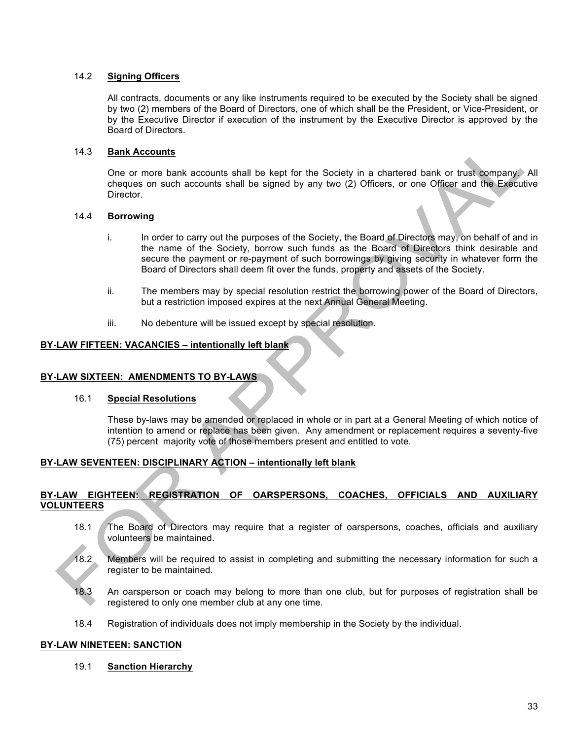14.2 **Signing Officers**

All contracts, documents or any like instruments required to be executed by the Society shall be signed by two (2) members of the Board of Directors, one of which shall be the President, or Vice-President, or by the Executive Director if execution of the instrument by the Executive Director is approved by the Board of Directors.

14.3 **Bank Accounts**

One or more bank accounts shall be kept for the Society in a chartered bank or trust company. All cheques on such accounts shall be signed by any two (2) Officers, or one Officer and the Executive Director.

14.4 **Borrowing**

i. In order to carry out the purposes of the Society, the Board of Directors may, on behalf of and in the name of the Society, borrow such funds as the Board of Directors think desirable and secure the payment or re-payment of such borrowings by giving security in whatever form the Board of Directors shall deem fit over the funds, property and assets of the Society.

ii. The members may by special resolution restrict the borrowing power of the Board of Directors, but a restriction imposed expires at the next Annual General Meeting.

iii. No debenture will be issued except by special resolution.

**BY-LAW FIFTEEN: VACANCIES – intentionally left blank**

**BY-LAW SIXTEEN: AMENDMENTS TO BY-LAWS**

16.1 **Special Resolutions**

These by-laws may be amended or replaced in whole or in part at a General Meeting of which notice of intention to amend or replace has been given. Any amendment or replacement requires a seventy-five (75) percent majority vote of those members present and entitled to vote.

**BY-LAW SEVENTEEN: DISCIPLINARY ACTION – intentionally left blank**

**BY-LAW EIGHTEEN: REGISTRATION OF OARSPERSONS, COACHES, OFFICIALS AND AUXILIARY VOLUNTEERS**

18.1 The Board of Directors may require that a register of oarspersons, coaches, officials and auxiliary volunteers be maintained.

18.2 Members will be required to assist in completing and submitting the necessary information for such a register to be maintained.

18.3 An oarsperson or coach may belong to more than one club, but for purposes of registration shall be registered to only one member club at any one time.

18.4 Registration of individuals does not imply membership in the Society by the individual.

**BY-LAW NINETEEN: SANCTION**

19.1 **Sanction Hierarchy**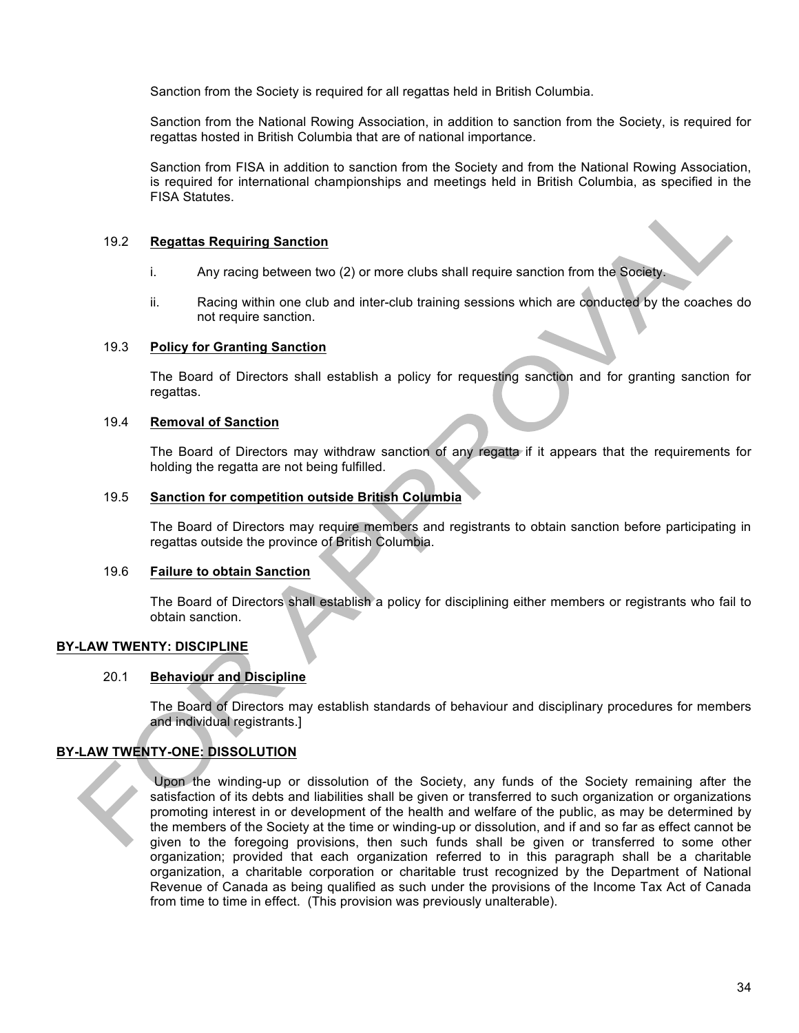Sanction from the Society is required for all regattas held in British Columbia.

Sanction from the National Rowing Association, in addition to sanction from the Society, is required for regattas hosted in British Columbia that are of national importance.

Sanction from FISA in addition to sanction from the Society and from the National Rowing Association, is required for international championships and meetings held in British Columbia, as specified in the FISA Statutes.

19.2 **Regattas Requiring Sanction**

i. Any racing between two (2) or more clubs shall require sanction from the Society.

ii. Racing within one club and inter-club training sessions which are conducted by the coaches do not require sanction.

19.3 **Policy for Granting Sanction**

The Board of Directors shall establish a policy for requesting sanction and for granting sanction for regattas.

19.4 **Removal of Sanction**

The Board of Directors may withdraw sanction of any regatta if it appears that the requirements for holding the regatta are not being fulfilled.

19.5 **Sanction for competition outside British Columbia**

The Board of Directors may require members and registrants to obtain sanction before participating in regattas outside the province of British Columbia.

19.6 **Failure to obtain Sanction**

The Board of Directors shall establish a policy for disciplining either members or registrants who fail to obtain sanction.

## BY-LAW TWENTY: DISCIPLINE

20.1 **Behaviour and Discipline**

The Board of Directors may establish standards of behaviour and disciplinary procedures for members and individual registrants.]

## BY-LAW TWENTY-ONE: DISSOLUTION

Upon the winding-up or dissolution of the Society, any funds of the Society remaining after the satisfaction of its debts and liabilities shall be given or transferred to such organization or organizations promoting interest in or development of the health and welfare of the public, as may be determined by the members of the Society at the time or winding-up or dissolution, and if and so far as effect cannot be given to the foregoing provisions, then such funds shall be given or transferred to some other organization; provided that each organization referred to in this paragraph shall be a charitable organization, a charitable corporation or charitable trust recognized by the Department of National Revenue of Canada as being qualified as such under the provisions of the Income Tax Act of Canada from time to time in effect. (This provision was previously unalterable).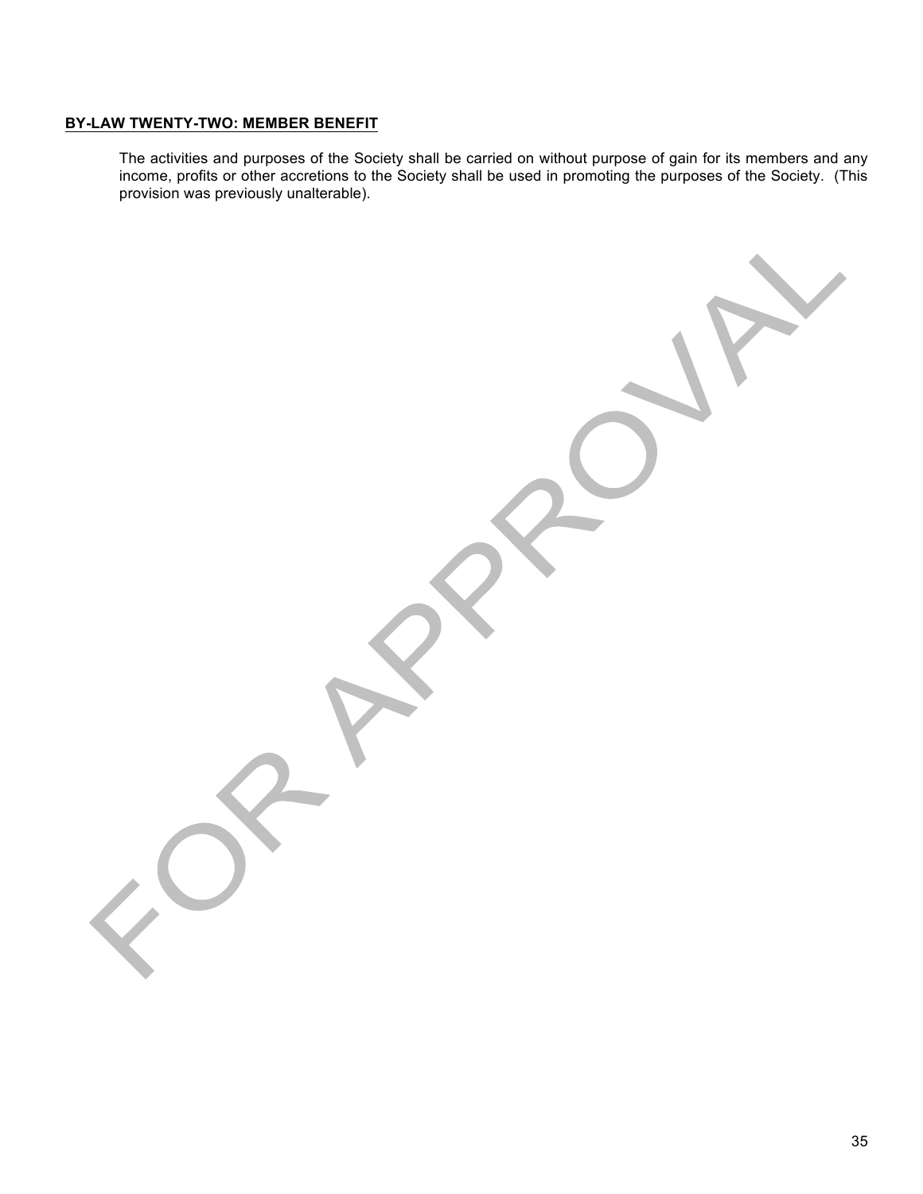**BY-LAW TWENTY-TWO: MEMBER BENEFIT**

The activities and purposes of the Society shall be carried on without purpose of gain for its members and any income, profits or other accretions to the Society shall be used in promoting the purposes of the Society. (This provision was previously unalterable).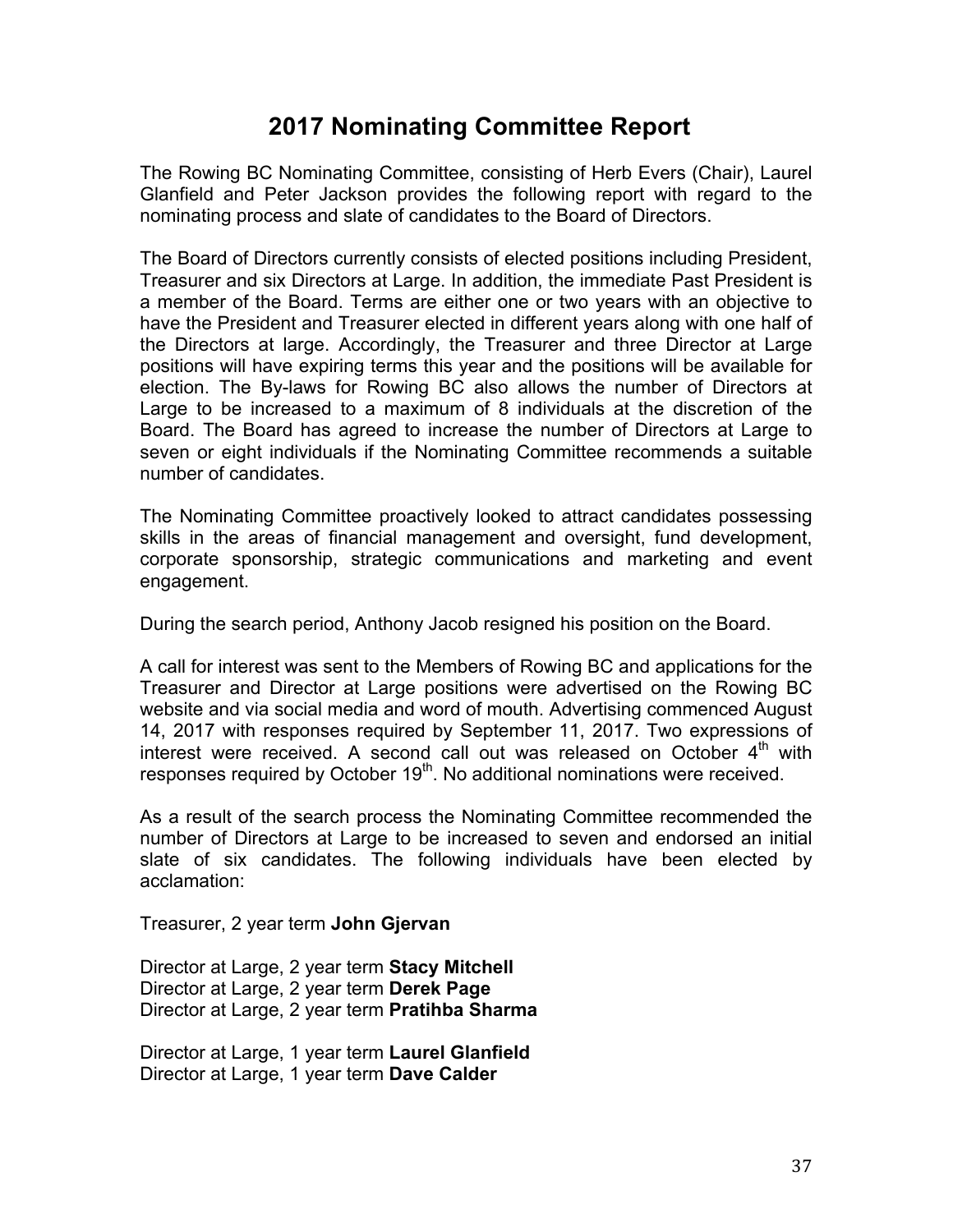# 2017 Nominating Committee Report

The Rowing BC Nominating Committee, consisting of Herb Evers (Chair), Laurel Glanfield and Peter Jackson provides the following report with regard to the nominating process and slate of candidates to the Board of Directors.

The Board of Directors currently consists of elected positions including President, Treasurer and six Directors at Large. In addition, the immediate Past President is a member of the Board. Terms are either one or two years with an objective to have the President and Treasurer elected in different years along with one half of the Directors at large. Accordingly, the Treasurer and three Director at Large positions will have expiring terms this year and the positions will be available for election. The By-laws for Rowing BC also allows the number of Directors at Large to be increased to a maximum of 8 individuals at the discretion of the Board. The Board has agreed to increase the number of Directors at Large to seven or eight individuals if the Nominating Committee recommends a suitable number of candidates.

The Nominating Committee proactively looked to attract candidates possessing skills in the areas of financial management and oversight, fund development, corporate sponsorship, strategic communications and marketing and event engagement.

During the search period, Anthony Jacob resigned his position on the Board.

A call for interest was sent to the Members of Rowing BC and applications for the Treasurer and Director at Large positions were advertised on the Rowing BC website and via social media and word of mouth. Advertising commenced August 14, 2017 with responses required by September 11, 2017. Two expressions of interest were received. A second call out was released on October 4th with responses required by October 19th. No additional nominations were received.

As a result of the search process the Nominating Committee recommended the number of Directors at Large to be increased to seven and endorsed an initial slate of six candidates. The following individuals have been elected by acclamation:

Treasurer, 2 year term **John Gjervan**

Director at Large, 2 year term **Stacy Mitchell**
Director at Large, 2 year term **Derek Page**
Director at Large, 2 year term **Pratihba Sharma**

Director at Large, 1 year term **Laurel Glanfield**
Director at Large, 1 year term **Dave Calder**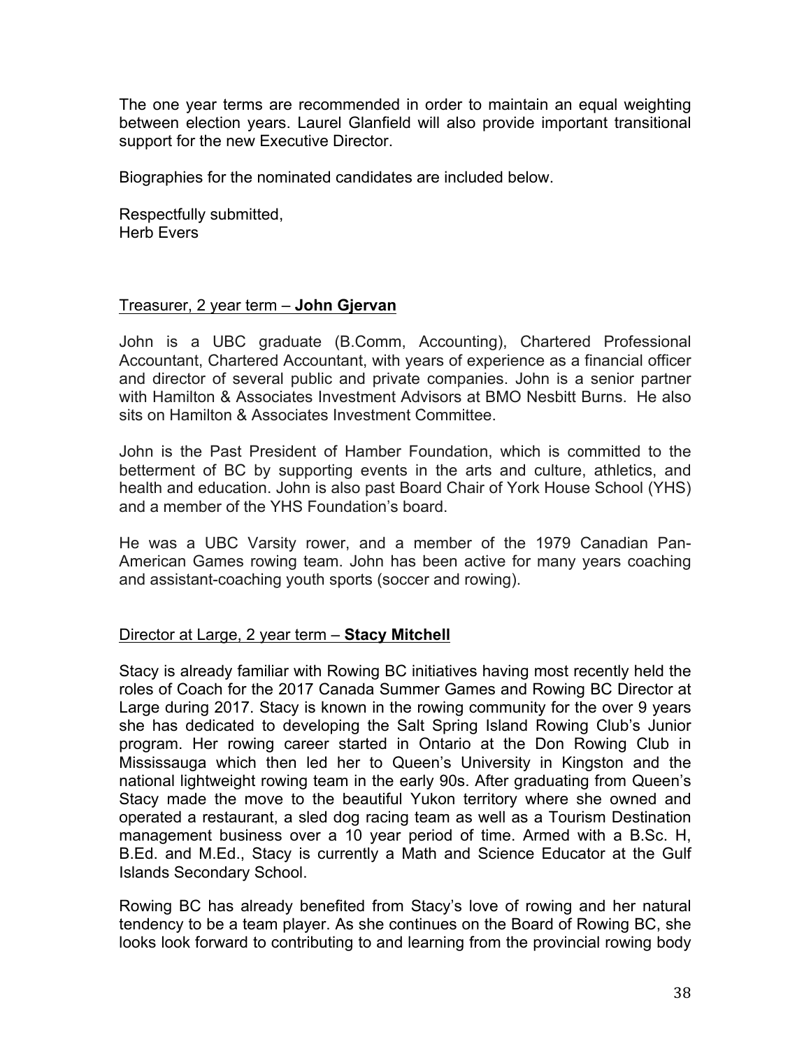The one year terms are recommended in order to maintain an equal weighting between election years. Laurel Glanfield will also provide important transitional support for the new Executive Director.

Biographies for the nominated candidates are included below.

Respectfully submitted,
Herb Evers

Treasurer, 2 year term – **John Gjervan**

John is a UBC graduate (B.Comm, Accounting), Chartered Professional Accountant, Chartered Accountant, with years of experience as a financial officer and director of several public and private companies. John is a senior partner with Hamilton & Associates Investment Advisors at BMO Nesbitt Burns. He also sits on Hamilton & Associates Investment Committee.

John is the Past President of Hamber Foundation, which is committed to the betterment of BC by supporting events in the arts and culture, athletics, and health and education. John is also past Board Chair of York House School (YHS) and a member of the YHS Foundation's board.

He was a UBC Varsity rower, and a member of the 1979 Canadian Pan-American Games rowing team. John has been active for many years coaching and assistant-coaching youth sports (soccer and rowing).

Director at Large, 2 year term – **Stacy Mitchell**

Stacy is already familiar with Rowing BC initiatives having most recently held the roles of Coach for the 2017 Canada Summer Games and Rowing BC Director at Large during 2017. Stacy is known in the rowing community for the over 9 years she has dedicated to developing the Salt Spring Island Rowing Club's Junior program. Her rowing career started in Ontario at the Don Rowing Club in Mississauga which then led her to Queen's University in Kingston and the national lightweight rowing team in the early 90s. After graduating from Queen's Stacy made the move to the beautiful Yukon territory where she owned and operated a restaurant, a sled dog racing team as well as a Tourism Destination management business over a 10 year period of time. Armed with a B.Sc. H, B.Ed. and M.Ed., Stacy is currently a Math and Science Educator at the Gulf Islands Secondary School.

Rowing BC has already benefited from Stacy's love of rowing and her natural tendency to be a team player. As she continues on the Board of Rowing BC, she looks look forward to contributing to and learning from the provincial rowing body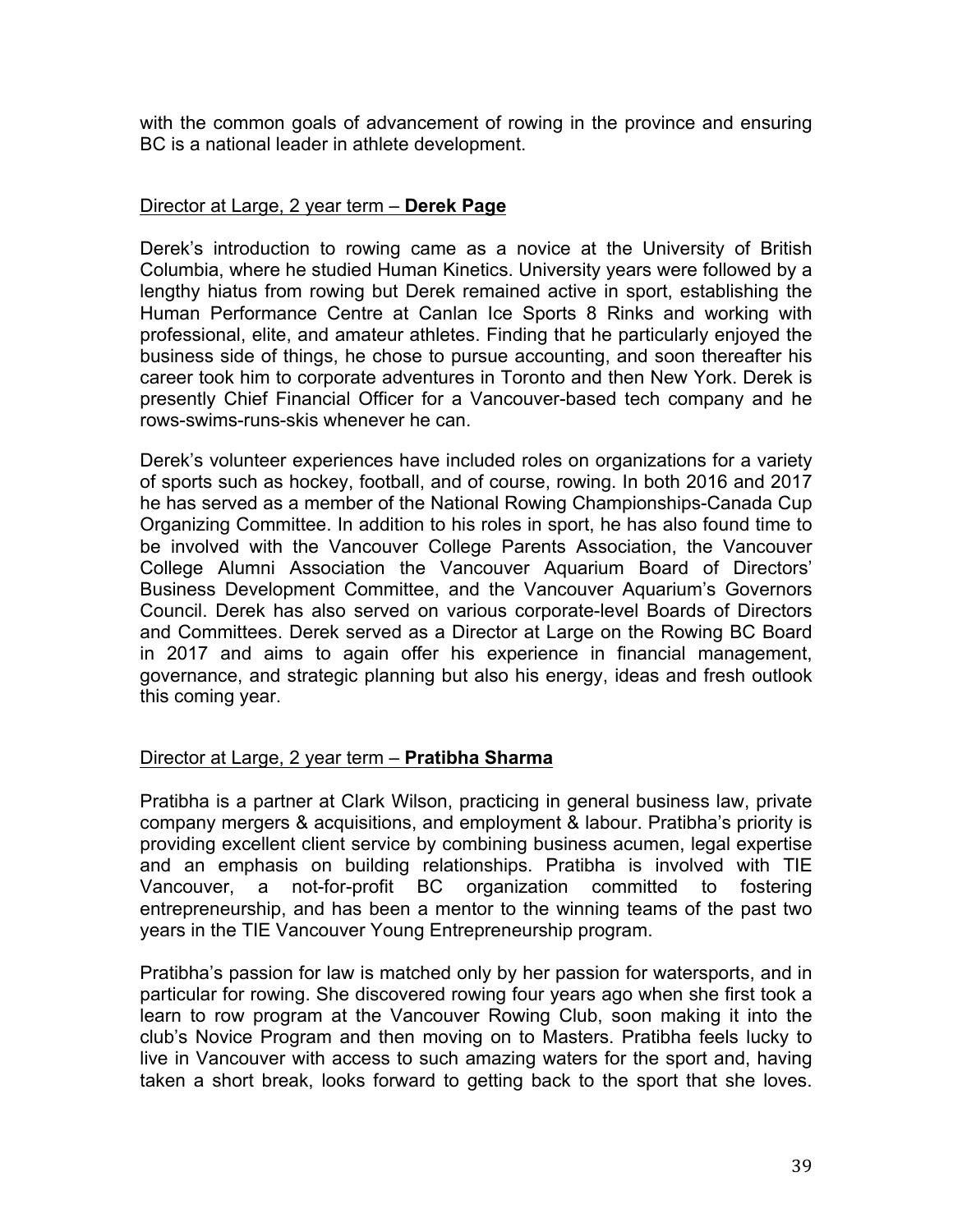with the common goals of advancement of rowing in the province and ensuring BC is a national leader in athlete development.

Director at Large, 2 year term – **Derek Page**

Derek's introduction to rowing came as a novice at the University of British Columbia, where he studied Human Kinetics. University years were followed by a lengthy hiatus from rowing but Derek remained active in sport, establishing the Human Performance Centre at Canlan Ice Sports 8 Rinks and working with professional, elite, and amateur athletes. Finding that he particularly enjoyed the business side of things, he chose to pursue accounting, and soon thereafter his career took him to corporate adventures in Toronto and then New York. Derek is presently Chief Financial Officer for a Vancouver-based tech company and he rows-swims-runs-skis whenever he can.

Derek's volunteer experiences have included roles on organizations for a variety of sports such as hockey, football, and of course, rowing. In both 2016 and 2017 he has served as a member of the National Rowing Championships-Canada Cup Organizing Committee. In addition to his roles in sport, he has also found time to be involved with the Vancouver College Parents Association, the Vancouver College Alumni Association the Vancouver Aquarium Board of Directors' Business Development Committee, and the Vancouver Aquarium's Governors Council. Derek has also served on various corporate-level Boards of Directors and Committees. Derek served as a Director at Large on the Rowing BC Board in 2017 and aims to again offer his experience in financial management, governance, and strategic planning but also his energy, ideas and fresh outlook this coming year.

Director at Large, 2 year term – **Pratibha Sharma**

Pratibha is a partner at Clark Wilson, practicing in general business law, private company mergers & acquisitions, and employment & labour. Pratibha's priority is providing excellent client service by combining business acumen, legal expertise and an emphasis on building relationships. Pratibha is involved with TIE Vancouver, a not-for-profit BC organization committed to fostering entrepreneurship, and has been a mentor to the winning teams of the past two years in the TIE Vancouver Young Entrepreneurship program.

Pratibha's passion for law is matched only by her passion for watersports, and in particular for rowing. She discovered rowing four years ago when she first took a learn to row program at the Vancouver Rowing Club, soon making it into the club's Novice Program and then moving on to Masters. Pratibha feels lucky to live in Vancouver with access to such amazing waters for the sport and, having taken a short break, looks forward to getting back to the sport that she loves.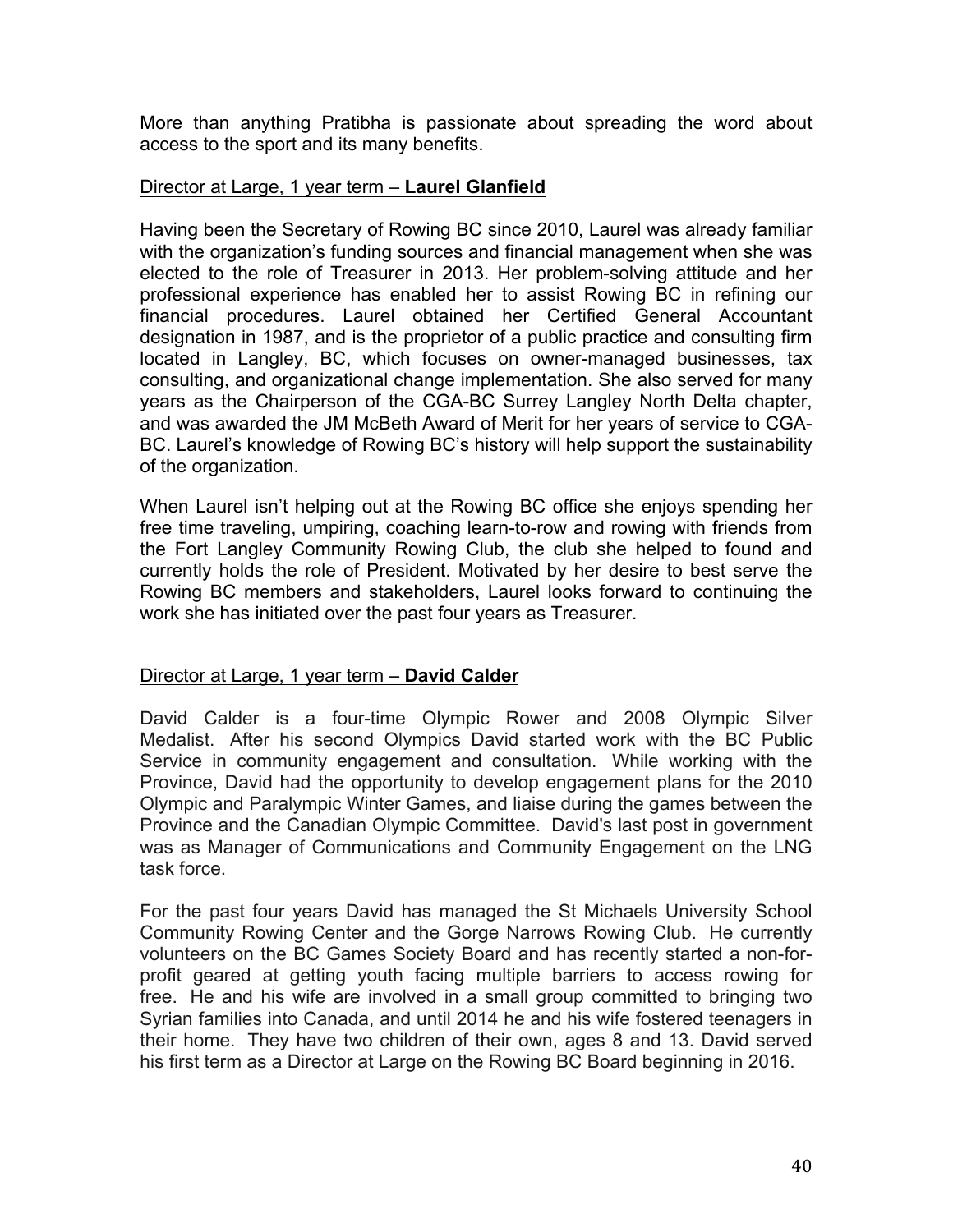More than anything Pratibha is passionate about spreading the word about access to the sport and its many benefits.

Director at Large, 1 year term – **Laurel Glanfield**

Having been the Secretary of Rowing BC since 2010, Laurel was already familiar with the organization's funding sources and financial management when she was elected to the role of Treasurer in 2013. Her problem-solving attitude and her professional experience has enabled her to assist Rowing BC in refining our financial procedures. Laurel obtained her Certified General Accountant designation in 1987, and is the proprietor of a public practice and consulting firm located in Langley, BC, which focuses on owner-managed businesses, tax consulting, and organizational change implementation. She also served for many years as the Chairperson of the CGA-BC Surrey Langley North Delta chapter, and was awarded the JM McBeth Award of Merit for her years of service to CGA-BC. Laurel's knowledge of Rowing BC's history will help support the sustainability of the organization.

When Laurel isn't helping out at the Rowing BC office she enjoys spending her free time traveling, umpiring, coaching learn-to-row and rowing with friends from the Fort Langley Community Rowing Club, the club she helped to found and currently holds the role of President. Motivated by her desire to best serve the Rowing BC members and stakeholders, Laurel looks forward to continuing the work she has initiated over the past four years as Treasurer.

Director at Large, 1 year term – **David Calder**

David Calder is a four-time Olympic Rower and 2008 Olympic Silver Medalist. After his second Olympics David started work with the BC Public Service in community engagement and consultation. While working with the Province, David had the opportunity to develop engagement plans for the 2010 Olympic and Paralympic Winter Games, and liaise during the games between the Province and the Canadian Olympic Committee. David's last post in government was as Manager of Communications and Community Engagement on the LNG task force.

For the past four years David has managed the St Michaels University School Community Rowing Center and the Gorge Narrows Rowing Club. He currently volunteers on the BC Games Society Board and has recently started a non-for-profit geared at getting youth facing multiple barriers to access rowing for free. He and his wife are involved in a small group committed to bringing two Syrian families into Canada, and until 2014 he and his wife fostered teenagers in their home. They have two children of their own, ages 8 and 13. David served his first term as a Director at Large on the Rowing BC Board beginning in 2016.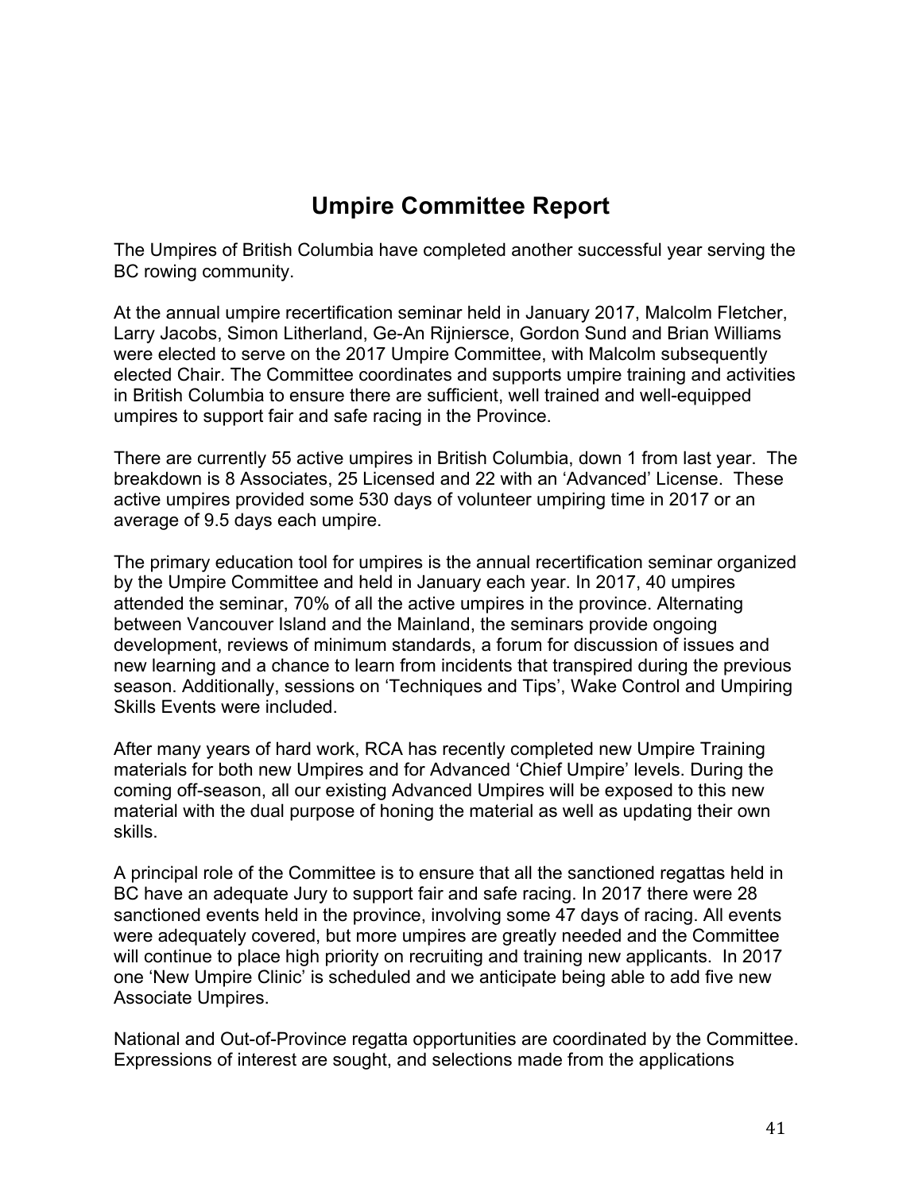# Umpire Committee Report

The Umpires of British Columbia have completed another successful year serving the BC rowing community.

At the annual umpire recertification seminar held in January 2017, Malcolm Fletcher, Larry Jacobs, Simon Litherland, Ge-An Rijniersce, Gordon Sund and Brian Williams were elected to serve on the 2017 Umpire Committee, with Malcolm subsequently elected Chair. The Committee coordinates and supports umpire training and activities in British Columbia to ensure there are sufficient, well trained and well-equipped umpires to support fair and safe racing in the Province.

There are currently 55 active umpires in British Columbia, down 1 from last year. The breakdown is 8 Associates, 25 Licensed and 22 with an 'Advanced' License. These active umpires provided some 530 days of volunteer umpiring time in 2017 or an average of 9.5 days each umpire.

The primary education tool for umpires is the annual recertification seminar organized by the Umpire Committee and held in January each year. In 2017, 40 umpires attended the seminar, 70% of all the active umpires in the province. Alternating between Vancouver Island and the Mainland, the seminars provide ongoing development, reviews of minimum standards, a forum for discussion of issues and new learning and a chance to learn from incidents that transpired during the previous season. Additionally, sessions on 'Techniques and Tips', Wake Control and Umpiring Skills Events were included.

After many years of hard work, RCA has recently completed new Umpire Training materials for both new Umpires and for Advanced 'Chief Umpire' levels. During the coming off-season, all our existing Advanced Umpires will be exposed to this new material with the dual purpose of honing the material as well as updating their own skills.

A principal role of the Committee is to ensure that all the sanctioned regattas held in BC have an adequate Jury to support fair and safe racing. In 2017 there were 28 sanctioned events held in the province, involving some 47 days of racing. All events were adequately covered, but more umpires are greatly needed and the Committee will continue to place high priority on recruiting and training new applicants. In 2017 one 'New Umpire Clinic' is scheduled and we anticipate being able to add five new Associate Umpires.

National and Out-of-Province regatta opportunities are coordinated by the Committee. Expressions of interest are sought, and selections made from the applications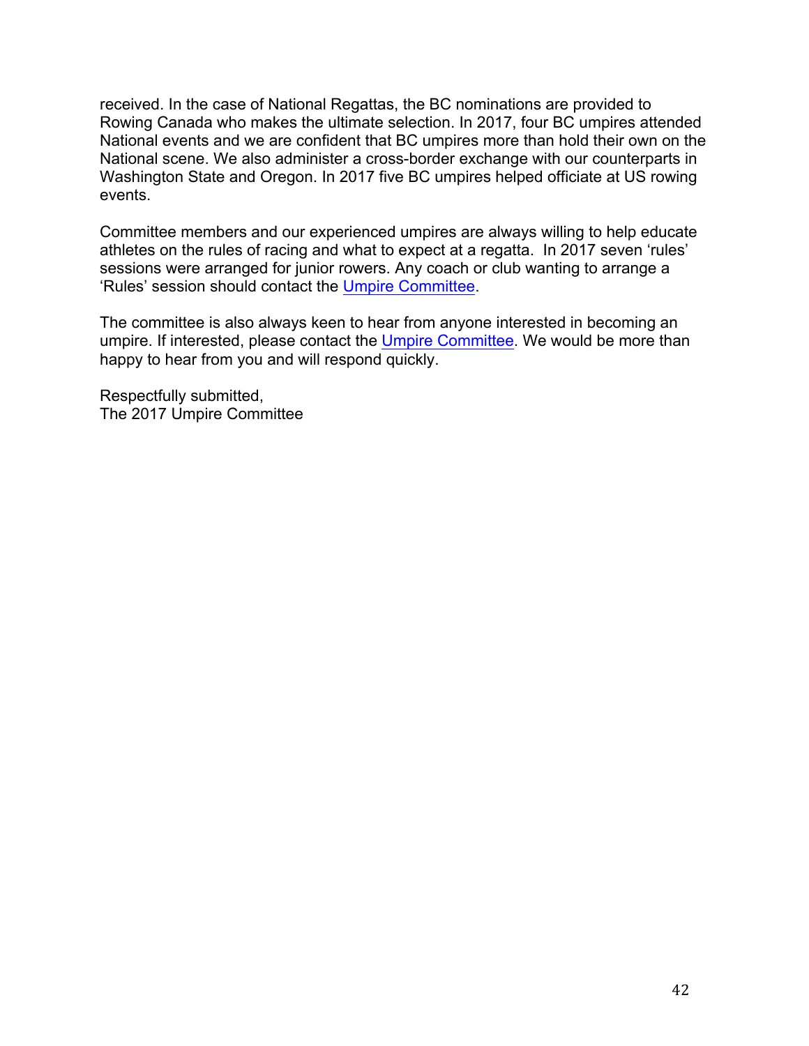received. In the case of National Regattas, the BC nominations are provided to Rowing Canada who makes the ultimate selection. In 2017, four BC umpires attended National events and we are confident that BC umpires more than hold their own on the National scene. We also administer a cross-border exchange with our counterparts in Washington State and Oregon. In 2017 five BC umpires helped officiate at US rowing events.

Committee members and our experienced umpires are always willing to help educate athletes on the rules of racing and what to expect at a regatta. In 2017 seven 'rules' sessions were arranged for junior rowers. Any coach or club wanting to arrange a 'Rules' session should contact the Umpire Committee.

The committee is also always keen to hear from anyone interested in becoming an umpire. If interested, please contact the Umpire Committee. We would be more than happy to hear from you and will respond quickly.

Respectfully submitted,  
The 2017 Umpire Committee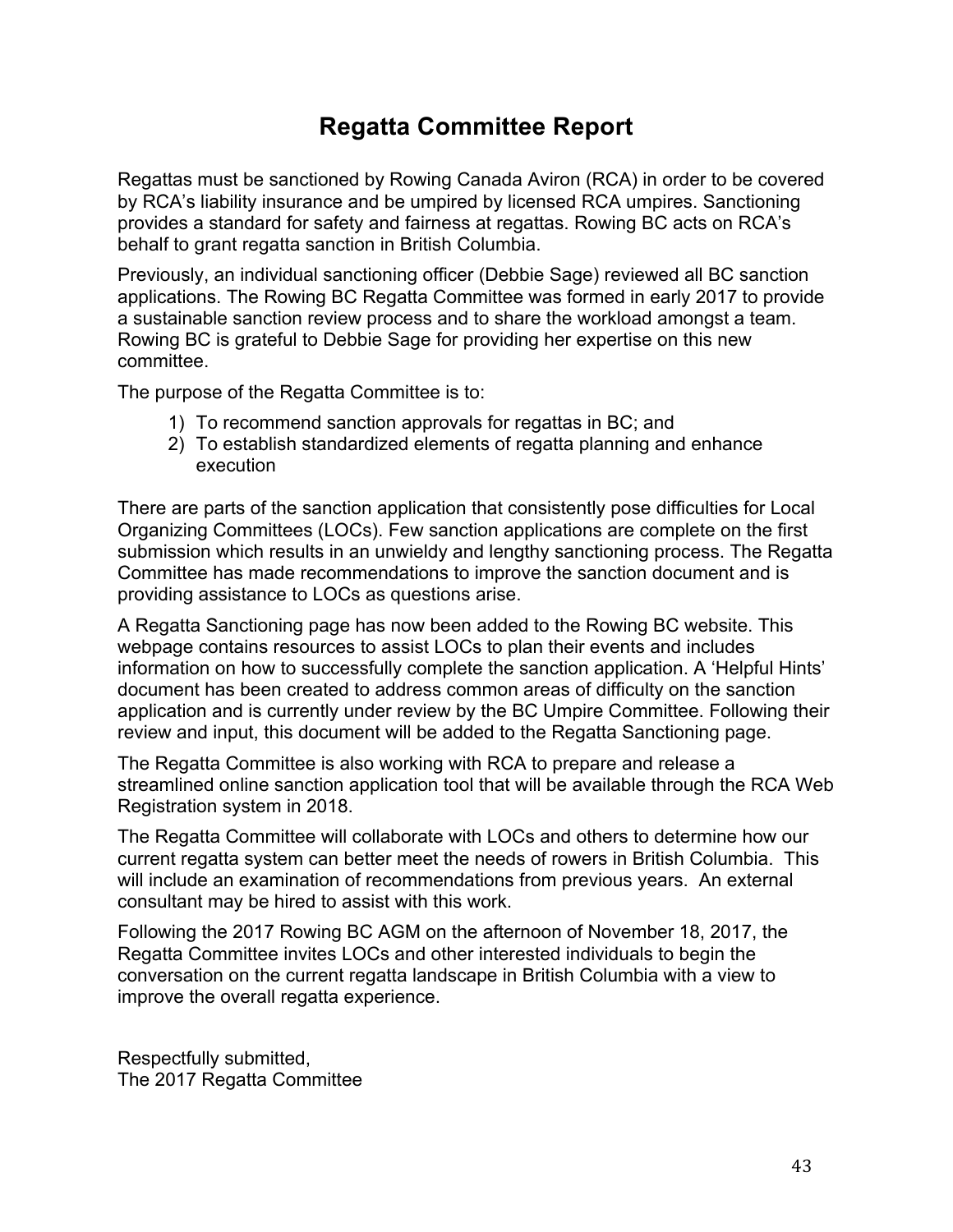# Regatta Committee Report

Regattas must be sanctioned by Rowing Canada Aviron (RCA) in order to be covered by RCA's liability insurance and be umpired by licensed RCA umpires. Sanctioning provides a standard for safety and fairness at regattas. Rowing BC acts on RCA's behalf to grant regatta sanction in British Columbia.

Previously, an individual sanctioning officer (Debbie Sage) reviewed all BC sanction applications. The Rowing BC Regatta Committee was formed in early 2017 to provide a sustainable sanction review process and to share the workload amongst a team. Rowing BC is grateful to Debbie Sage for providing her expertise on this new committee.

The purpose of the Regatta Committee is to:

1) To recommend sanction approvals for regattas in BC; and
2) To establish standardized elements of regatta planning and enhance execution

There are parts of the sanction application that consistently pose difficulties for Local Organizing Committees (LOCs). Few sanction applications are complete on the first submission which results in an unwieldy and lengthy sanctioning process. The Regatta Committee has made recommendations to improve the sanction document and is providing assistance to LOCs as questions arise.

A Regatta Sanctioning page has now been added to the Rowing BC website. This webpage contains resources to assist LOCs to plan their events and includes information on how to successfully complete the sanction application. A 'Helpful Hints' document has been created to address common areas of difficulty on the sanction application and is currently under review by the BC Umpire Committee. Following their review and input, this document will be added to the Regatta Sanctioning page.

The Regatta Committee is also working with RCA to prepare and release a streamlined online sanction application tool that will be available through the RCA Web Registration system in 2018.

The Regatta Committee will collaborate with LOCs and others to determine how our current regatta system can better meet the needs of rowers in British Columbia. This will include an examination of recommendations from previous years. An external consultant may be hired to assist with this work.

Following the 2017 Rowing BC AGM on the afternoon of November 18, 2017, the Regatta Committee invites LOCs and other interested individuals to begin the conversation on the current regatta landscape in British Columbia with a view to improve the overall regatta experience.

Respectfully submitted,
The 2017 Regatta Committee